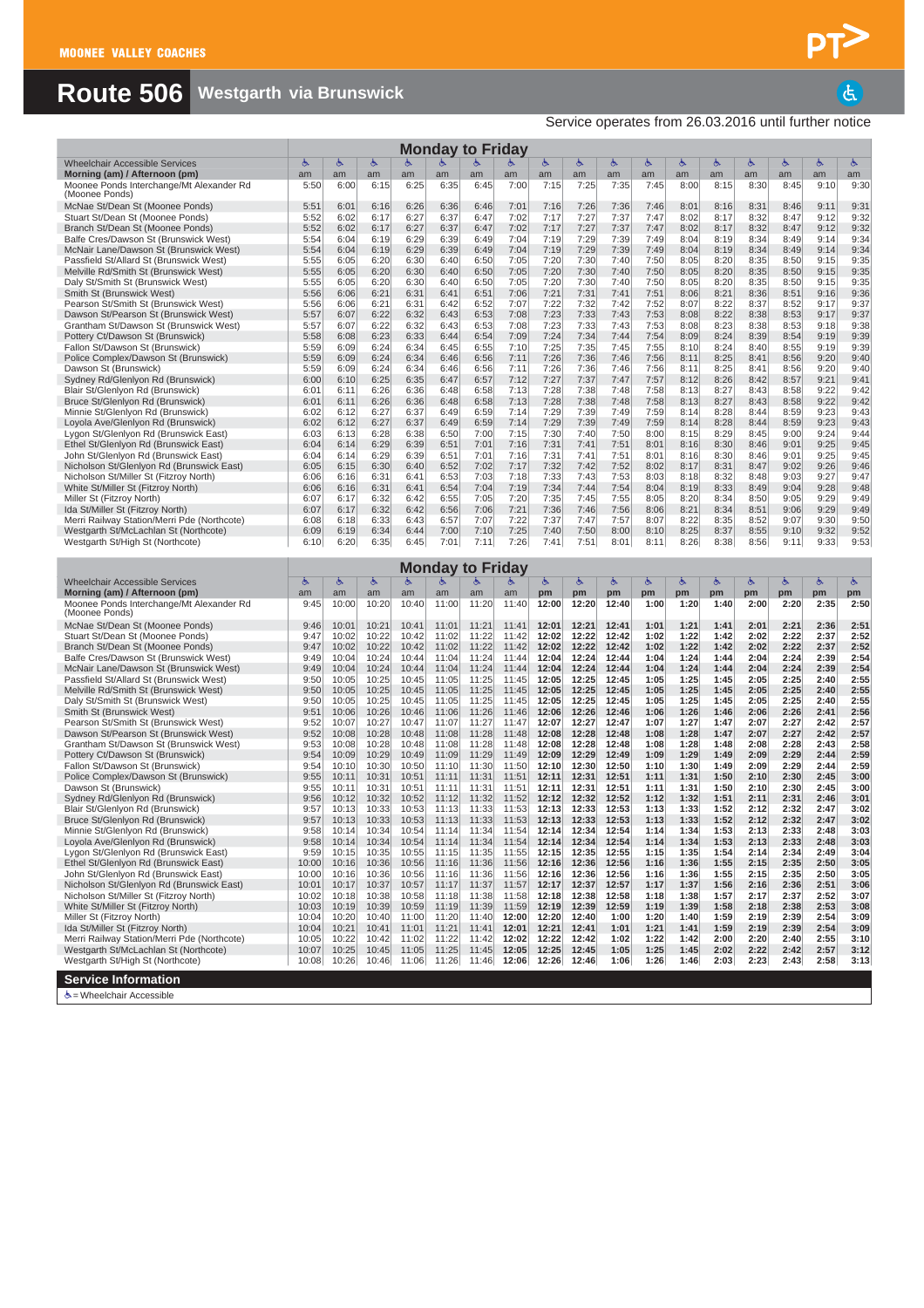MOONEE VALLEY COACHES

# Route 506 Westgarth via Brunswick

Service operates from 26.03.2016 until further notice

## Monday to Friday

| Wheelchair Accessible Services | ♿ | ♿ | ♿ | ♿ | ♿ | ♿ | ♿ | ♿ | ♿ | ♿ | ♿ | ♿ | ♿ | ♿ | ♿ | ♿ | ♿ |
|---|---|---|---|---|---|---|---|---|---|---|---|---|---|---|---|---|---|
| **Morning (am) / Afternoon (pm)** | am | am | am | am | am | am | am | am | am | am | am | am | am | am | am | am | am |
| Moonee Ponds Interchange/Mt Alexander Rd (Moonee Ponds) | 5:50 | 6:00 | 6:15 | 6:25 | 6:35 | 6:45 | 7:00 | 7:15 | 7:25 | 7:35 | 7:45 | 8:00 | 8:15 | 8:30 | 8:45 | 9:10 | 9:30 |
| McNae St/Dean St (Moonee Ponds) | 5:51 | 6:01 | 6:16 | 6:26 | 6:36 | 6:46 | 7:01 | 7:16 | 7:26 | 7:36 | 7:46 | 8:01 | 8:16 | 8:31 | 8:46 | 9:11 | 9:31 |
| Stuart St/Dean St (Moonee Ponds) | 5:52 | 6:02 | 6:17 | 6:27 | 6:37 | 6:47 | 7:02 | 7:17 | 7:27 | 7:37 | 7:47 | 8:02 | 8:17 | 8:32 | 8:47 | 9:12 | 9:32 |
| Branch St/Dean St (Moonee Ponds) | 5:52 | 6:02 | 6:17 | 6:27 | 6:37 | 6:47 | 7:02 | 7:17 | 7:27 | 7:37 | 7:47 | 8:02 | 8:17 | 8:32 | 8:47 | 9:12 | 9:32 |
| Balfe Cres/Dawson St (Brunswick West) | 5:54 | 6:04 | 6:19 | 6:29 | 6:39 | 6:49 | 7:04 | 7:19 | 7:29 | 7:39 | 7:49 | 8:04 | 8:19 | 8:34 | 8:49 | 9:14 | 9:34 |
| McNair Lane/Dawson St (Brunswick West) | 5:54 | 6:04 | 6:19 | 6:29 | 6:39 | 6:49 | 7:04 | 7:19 | 7:29 | 7:39 | 7:49 | 8:04 | 8:19 | 8:34 | 8:49 | 9:14 | 9:34 |
| Passfield St/Allard St (Brunswick West) | 5:55 | 6:05 | 6:20 | 6:30 | 6:40 | 6:50 | 7:05 | 7:20 | 7:30 | 7:40 | 7:50 | 8:05 | 8:20 | 8:35 | 8:50 | 9:15 | 9:35 |
| Melville Rd/Smith St (Brunswick West) | 5:55 | 6:05 | 6:20 | 6:30 | 6:40 | 6:50 | 7:05 | 7:20 | 7:30 | 7:40 | 7:50 | 8:05 | 8:20 | 8:35 | 8:50 | 9:15 | 9:35 |
| Daly St/Smith St (Brunswick West) | 5:55 | 6:05 | 6:20 | 6:30 | 6:40 | 6:50 | 7:05 | 7:20 | 7:30 | 7:40 | 7:50 | 8:05 | 8:20 | 8:35 | 8:50 | 9:15 | 9:35 |
| Smith St (Brunswick West) | 5:56 | 6:06 | 6:21 | 6:31 | 6:41 | 6:51 | 7:06 | 7:21 | 7:31 | 7:41 | 7:51 | 8:06 | 8:21 | 8:36 | 8:51 | 9:16 | 9:36 |
| Pearson St/Smith St (Brunswick West) | 5:56 | 6:06 | 6:21 | 6:31 | 6:42 | 6:52 | 7:07 | 7:22 | 7:32 | 7:42 | 7:52 | 8:07 | 8:22 | 8:37 | 8:52 | 9:17 | 9:37 |
| Dawson St/Pearson St (Brunswick West) | 5:57 | 6:07 | 6:22 | 6:32 | 6:43 | 6:53 | 7:08 | 7:23 | 7:33 | 7:43 | 7:53 | 8:08 | 8:22 | 8:38 | 8:53 | 9:17 | 9:37 |
| Grantham St/Dawson St (Brunswick West) | 5:57 | 6:07 | 6:22 | 6:32 | 6:43 | 6:53 | 7:08 | 7:23 | 7:33 | 7:43 | 7:53 | 8:08 | 8:23 | 8:38 | 8:53 | 9:18 | 9:38 |
| Pottery Ct/Dawson St (Brunswick) | 5:58 | 6:08 | 6:23 | 6:33 | 6:44 | 6:54 | 7:09 | 7:24 | 7:34 | 7:44 | 7:54 | 8:09 | 8:24 | 8:39 | 8:54 | 9:19 | 9:39 |
| Fallon St/Dawson St (Brunswick) | 5:59 | 6:09 | 6:24 | 6:34 | 6:45 | 6:55 | 7:10 | 7:25 | 7:35 | 7:45 | 7:55 | 8:10 | 8:24 | 8:40 | 8:55 | 9:19 | 9:39 |
| Police Complex/Dawson St (Brunswick) | 5:59 | 6:09 | 6:24 | 6:34 | 6:46 | 6:56 | 7:11 | 7:26 | 7:36 | 7:46 | 7:56 | 8:11 | 8:25 | 8:41 | 8:56 | 9:20 | 9:40 |
| Dawson St (Brunswick) | 5:59 | 6:09 | 6:24 | 6:34 | 6:46 | 6:56 | 7:11 | 7:26 | 7:36 | 7:46 | 7:56 | 8:11 | 8:25 | 8:41 | 8:56 | 9:20 | 9:40 |
| Sydney Rd/Glenlyon Rd (Brunswick) | 6:00 | 6:10 | 6:25 | 6:35 | 6:47 | 6:57 | 7:12 | 7:27 | 7:37 | 7:47 | 7:57 | 8:12 | 8:26 | 8:42 | 8:57 | 9:21 | 9:41 |
| Blair St/Glenlyon Rd (Brunswick) | 6:01 | 6:11 | 6:26 | 6:36 | 6:48 | 6:58 | 7:13 | 7:28 | 7:38 | 7:48 | 7:58 | 8:13 | 8:27 | 8:43 | 8:58 | 9:22 | 9:42 |
| Bruce St/Glenlyon Rd (Brunswick) | 6:01 | 6:11 | 6:26 | 6:36 | 6:48 | 6:58 | 7:13 | 7:28 | 7:38 | 7:48 | 7:58 | 8:13 | 8:27 | 8:43 | 8:58 | 9:22 | 9:42 |
| Minnie St/Glenlyon Rd (Brunswick) | 6:02 | 6:12 | 6:27 | 6:37 | 6:49 | 6:59 | 7:14 | 7:29 | 7:39 | 7:49 | 7:59 | 8:14 | 8:28 | 8:44 | 8:59 | 9:23 | 9:43 |
| Loyola Ave/Glenlyon Rd (Brunswick) | 6:02 | 6:12 | 6:27 | 6:37 | 6:49 | 6:59 | 7:14 | 7:29 | 7:39 | 7:49 | 7:59 | 8:14 | 8:28 | 8:44 | 8:59 | 9:23 | 9:43 |
| Lygon St/Glenlyon Rd (Brunswick East) | 6:03 | 6:13 | 6:28 | 6:38 | 6:50 | 7:00 | 7:15 | 7:30 | 7:40 | 7:50 | 8:00 | 8:15 | 8:29 | 8:45 | 9:00 | 9:24 | 9:44 |
| Ethel St/Glenlyon Rd (Brunswick East) | 6:04 | 6:14 | 6:29 | 6:39 | 6:51 | 7:01 | 7:16 | 7:31 | 7:41 | 7:51 | 8:01 | 8:16 | 8:30 | 8:46 | 9:01 | 9:25 | 9:45 |
| John St/Glenlyon Rd (Brunswick East) | 6:04 | 6:14 | 6:29 | 6:39 | 6:51 | 7:01 | 7:16 | 7:31 | 7:41 | 7:51 | 8:01 | 8:16 | 8:30 | 8:46 | 9:01 | 9:25 | 9:45 |
| Nicholson St/Glenlyon Rd (Brunswick East) | 6:05 | 6:15 | 6:30 | 6:40 | 6:52 | 7:02 | 7:17 | 7:32 | 7:42 | 7:52 | 8:02 | 8:17 | 8:31 | 8:47 | 9:02 | 9:26 | 9:46 |
| Nicholson St/Miller St (Fitzroy North) | 6:06 | 6:16 | 6:31 | 6:41 | 6:53 | 7:03 | 7:18 | 7:33 | 7:43 | 7:53 | 8:03 | 8:18 | 8:32 | 8:48 | 9:03 | 9:27 | 9:47 |
| White St/Miller St (Fitzroy North) | 6:06 | 6:16 | 6:31 | 6:41 | 6:54 | 7:04 | 7:19 | 7:34 | 7:44 | 7:54 | 8:04 | 8:19 | 8:33 | 8:49 | 9:04 | 9:28 | 9:48 |
| Miller St (Fitzroy North) | 6:07 | 6:17 | 6:32 | 6:42 | 6:55 | 7:05 | 7:20 | 7:35 | 7:45 | 7:55 | 8:05 | 8:20 | 8:34 | 8:50 | 9:05 | 9:29 | 9:49 |
| Ida St/Miller St (Fitzroy North) | 6:07 | 6:17 | 6:32 | 6:42 | 6:56 | 7:06 | 7:21 | 7:36 | 7:46 | 7:56 | 8:06 | 8:21 | 8:34 | 8:51 | 9:06 | 9:29 | 9:49 |
| Merri Railway Station/Merri Pde (Northcote) | 6:08 | 6:18 | 6:33 | 6:43 | 6:57 | 7:07 | 7:22 | 7:37 | 7:47 | 7:57 | 8:07 | 8:22 | 8:35 | 8:52 | 9:07 | 9:30 | 9:50 |
| Westgarth St/McLachlan St (Northcote) | 6:09 | 6:19 | 6:34 | 6:44 | 7:00 | 7:10 | 7:25 | 7:40 | 7:50 | 8:00 | 8:10 | 8:25 | 8:37 | 8:55 | 9:10 | 9:32 | 9:52 |
| Westgarth St/High St (Northcote) | 6:10 | 6:20 | 6:35 | 6:45 | 7:01 | 7:11 | 7:26 | 7:41 | 7:51 | 8:01 | 8:11 | 8:26 | 8:38 | 8:56 | 9:11 | 9:33 | 9:53 |

## Monday to Friday

| Wheelchair Accessible Services | ♿ | ♿ | ♿ | ♿ | ♿ | ♿ | ♿ | ♿ | ♿ | ♿ | ♿ | ♿ | ♿ | ♿ | ♿ | ♿ | ♿ |
|---|---|---|---|---|---|---|---|---|---|---|---|---|---|---|---|---|---|
| **Morning (am) / Afternoon (pm)** | am | am | am | am | am | am | am | pm | pm | pm | pm | pm | pm | pm | pm | pm | pm |
| Moonee Ponds Interchange/Mt Alexander Rd (Moonee Ponds) | 9:45 | 10:00 | 10:20 | 10:40 | 11:00 | 11:20 | 11:40 | **12:00** | **12:20** | **12:40** | **1:00** | **1:20** | **1:40** | **2:00** | **2:20** | **2:35** | **2:50** |
| McNae St/Dean St (Moonee Ponds) | 9:46 | 10:01 | 10:21 | 10:41 | 11:01 | 11:21 | 11:41 | **12:01** | **12:21** | **12:41** | **1:01** | **1:21** | **1:41** | **2:01** | **2:21** | **2:36** | **2:51** |
| Stuart St/Dean St (Moonee Ponds) | 9:47 | 10:02 | 10:22 | 10:42 | 11:02 | 11:22 | 11:42 | **12:02** | **12:22** | **12:42** | **1:02** | **1:22** | **1:42** | **2:02** | **2:22** | **2:37** | **2:52** |
| Branch St/Dean St (Moonee Ponds) | 9:47 | 10:02 | 10:22 | 10:42 | 11:02 | 11:22 | 11:42 | **12:02** | **12:22** | **12:42** | **1:02** | **1:22** | **1:42** | **2:02** | **2:22** | **2:37** | **2:52** |
| Balfe Cres/Dawson St (Brunswick West) | 9:49 | 10:04 | 10:24 | 10:44 | 11:04 | 11:24 | 11:44 | **12:04** | **12:24** | **12:44** | **1:04** | **1:24** | **1:44** | **2:04** | **2:24** | **2:39** | **2:54** |
| McNair Lane/Dawson St (Brunswick West) | 9:49 | 10:04 | 10:24 | 10:44 | 11:04 | 11:24 | 11:44 | **12:04** | **12:24** | **12:44** | **1:04** | **1:24** | **1:44** | **2:04** | **2:24** | **2:39** | **2:54** |
| Passfield St/Allard St (Brunswick West) | 9:50 | 10:05 | 10:25 | 10:45 | 11:05 | 11:25 | 11:45 | **12:05** | **12:25** | **12:45** | **1:05** | **1:25** | **1:45** | **2:05** | **2:25** | **2:40** | **2:55** |
| Melville Rd/Smith St (Brunswick West) | 9:50 | 10:05 | 10:25 | 10:45 | 11:05 | 11:25 | 11:45 | **12:05** | **12:25** | **12:45** | **1:05** | **1:25** | **1:45** | **2:05** | **2:25** | **2:40** | **2:55** |
| Daly St/Smith St (Brunswick West) | 9:50 | 10:05 | 10:25 | 10:45 | 11:05 | 11:25 | 11:45 | **12:05** | **12:25** | **12:45** | **1:05** | **1:25** | **1:45** | **2:05** | **2:25** | **2:40** | **2:55** |
| Smith St (Brunswick West) | 9:51 | 10:06 | 10:26 | 10:46 | 11:06 | 11:26 | 11:46 | **12:06** | **12:26** | **12:46** | **1:06** | **1:26** | **1:46** | **2:06** | **2:26** | **2:41** | **2:56** |
| Pearson St/Smith St (Brunswick West) | 9:52 | 10:07 | 10:27 | 10:47 | 11:07 | 11:27 | 11:47 | **12:07** | **12:27** | **12:47** | **1:07** | **1:27** | **1:47** | **2:07** | **2:27** | **2:42** | **2:57** |
| Dawson St/Pearson St (Brunswick West) | 9:52 | 10:08 | 10:28 | 10:48 | 11:08 | 11:28 | 11:48 | **12:08** | **12:28** | **12:48** | **1:08** | **1:28** | **1:47** | **2:07** | **2:27** | **2:42** | **2:57** |
| Grantham St/Dawson St (Brunswick West) | 9:53 | 10:08 | 10:28 | 10:48 | 11:08 | 11:28 | 11:48 | **12:08** | **12:28** | **12:48** | **1:08** | **1:28** | **1:48** | **2:08** | **2:28** | **2:43** | **2:58** |
| Pottery Ct/Dawson St (Brunswick) | 9:54 | 10:09 | 10:29 | 10:49 | 11:09 | 11:29 | 11:49 | **12:09** | **12:29** | **12:49** | **1:09** | **1:29** | **1:49** | **2:09** | **2:29** | **2:44** | **2:59** |
| Fallon St/Dawson St (Brunswick) | 9:54 | 10:10 | 10:30 | 10:50 | 11:10 | 11:30 | 11:50 | **12:10** | **12:30** | **12:50** | **1:10** | **1:30** | **1:49** | **2:09** | **2:29** | **2:44** | **2:59** |
| Police Complex/Dawson St (Brunswick) | 9:55 | 10:11 | 10:31 | 10:51 | 11:11 | 11:31 | 11:51 | **12:11** | **12:31** | **12:51** | **1:11** | **1:31** | **1:50** | **2:10** | **2:30** | **2:45** | **3:00** |
| Dawson St (Brunswick) | 9:55 | 10:11 | 10:31 | 10:51 | 11:11 | 11:31 | 11:51 | **12:11** | **12:31** | **12:51** | **1:11** | **1:31** | **1:50** | **2:10** | **2:30** | **2:45** | **3:00** |
| Sydney Rd/Glenlyon Rd (Brunswick) | 9:56 | 10:12 | 10:32 | 10:52 | 11:12 | 11:32 | 11:52 | **12:12** | **12:32** | **12:52** | **1:12** | **1:32** | **1:51** | **2:11** | **2:31** | **2:46** | **3:01** |
| Blair St/Glenlyon Rd (Brunswick) | 9:57 | 10:13 | 10:33 | 10:53 | 11:13 | 11:33 | 11:53 | **12:13** | **12:33** | **12:53** | **1:13** | **1:33** | **1:52** | **2:12** | **2:32** | **2:47** | **3:02** |
| Bruce St/Glenlyon Rd (Brunswick) | 9:57 | 10:13 | 10:33 | 10:53 | 11:13 | 11:33 | 11:53 | **12:13** | **12:33** | **12:53** | **1:13** | **1:33** | **1:52** | **2:12** | **2:32** | **2:47** | **3:02** |
| Minnie St/Glenlyon Rd (Brunswick) | 9:58 | 10:14 | 10:34 | 10:54 | 11:14 | 11:34 | 11:54 | **12:14** | **12:34** | **12:54** | **1:14** | **1:34** | **1:53** | **2:13** | **2:33** | **2:48** | **3:03** |
| Loyola Ave/Glenlyon Rd (Brunswick) | 9:58 | 10:14 | 10:34 | 10:54 | 11:14 | 11:34 | 11:54 | **12:14** | **12:34** | **12:54** | **1:14** | **1:34** | **1:53** | **2:13** | **2:33** | **2:48** | **3:03** |
| Lygon St/Glenlyon Rd (Brunswick East) | 9:59 | 10:15 | 10:35 | 10:55 | 11:15 | 11:35 | 11:55 | **12:15** | **12:35** | **12:55** | **1:15** | **1:35** | **1:54** | **2:14** | **2:34** | **2:49** | **3:04** |
| Ethel St/Glenlyon Rd (Brunswick East) | 10:00 | 10:16 | 10:36 | 10:56 | 11:16 | 11:36 | 11:56 | **12:16** | **12:36** | **12:56** | **1:16** | **1:36** | **1:55** | **2:15** | **2:35** | **2:50** | **3:05** |
| John St/Glenlyon Rd (Brunswick East) | 10:00 | 10:16 | 10:36 | 10:56 | 11:16 | 11:36 | 11:56 | **12:16** | **12:36** | **12:56** | **1:16** | **1:36** | **1:55** | **2:15** | **2:35** | **2:50** | **3:05** |
| Nicholson St/Glenlyon Rd (Brunswick East) | 10:01 | 10:17 | 10:37 | 10:57 | 11:17 | 11:37 | 11:57 | **12:17** | **12:37** | **12:57** | **1:17** | **1:37** | **1:56** | **2:16** | **2:36** | **2:51** | **3:06** |
| Nicholson St/Miller St (Fitzroy North) | 10:02 | 10:18 | 10:38 | 10:58 | 11:18 | 11:38 | 11:58 | **12:18** | **12:38** | **12:58** | **1:18** | **1:38** | **1:57** | **2:17** | **2:37** | **2:52** | **3:07** |
| White St/Miller St (Fitzroy North) | 10:03 | 10:19 | 10:39 | 10:59 | 11:19 | 11:39 | 11:59 | **12:19** | **12:39** | **12:59** | **1:19** | **1:39** | **1:58** | **2:18** | **2:38** | **2:53** | **3:08** |
| Miller St (Fitzroy North) | 10:04 | 10:20 | 10:40 | 11:00 | 11:20 | 11:40 | **12:00** | **12:20** | **12:40** | **1:00** | **1:20** | **1:40** | **1:59** | **2:19** | **2:39** | **2:54** | **3:09** |
| Ida St/Miller St (Fitzroy North) | 10:04 | 10:21 | 10:41 | 11:01 | 11:21 | 11:41 | **12:01** | **12:21** | **12:41** | **1:01** | **1:21** | **1:41** | **1:59** | **2:19** | **2:39** | **2:54** | **3:09** |
| Merri Railway Station/Merri Pde (Northcote) | 10:05 | 10:22 | 10:42 | 11:02 | 11:22 | 11:42 | **12:02** | **12:22** | **12:42** | **1:02** | **1:22** | **1:42** | **2:00** | **2:20** | **2:40** | **2:55** | **3:10** |
| Westgarth St/McLachlan St (Northcote) | 10:07 | 10:25 | 10:45 | 11:05 | 11:25 | 11:45 | **12:05** | **12:25** | **12:45** | **1:05** | **1:25** | **1:45** | **2:02** | **2:22** | **2:42** | **2:57** | **3:12** |
| Westgarth St/High St (Northcote) | 10:08 | 10:26 | 10:46 | 11:06 | 11:26 | 11:46 | **12:06** | **12:26** | **12:46** | **1:06** | **1:26** | **1:46** | **2:03** | **2:23** | **2:43** | **2:58** | **3:13** |

## Service Information

♿ = Wheelchair Accessible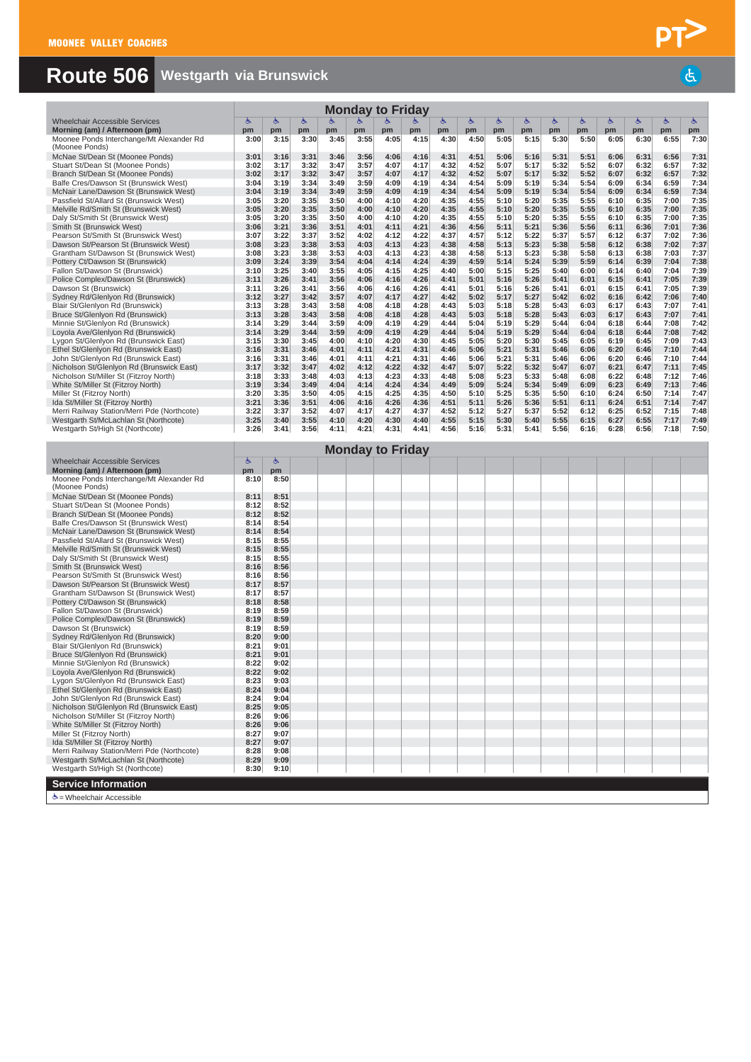MOONEE VALLEY COACHES

# Route 506 Westgarth via Brunswick

| Monday to Friday | | | | | | | | | | | | | | | | | |
|---|---|---|---|---|---|---|---|---|---|---|---|---|---|---|---|---|---|
| Wheelchair Accessible Services | ♿ | ♿ | ♿ | ♿ | ♿ | ♿ | ♿ | ♿ | ♿ | ♿ | ♿ | ♿ | ♿ | ♿ | ♿ | ♿ | ♿ |
| Morning (am) / Afternoon (pm) | pm | pm | pm | pm | pm | pm | pm | pm | pm | pm | pm | pm | pm | pm | pm | pm | pm |
| Moonee Ponds Interchange/Mt Alexander Rd (Moonee Ponds) | 3:00 | 3:15 | 3:30 | 3:45 | 3:55 | 4:05 | 4:15 | 4:30 | 4:50 | 5:05 | 5:15 | 5:30 | 5:50 | 6:05 | 6:30 | 6:55 | 7:30 |
| McNae St/Dean St (Moonee Ponds) | 3:01 | 3:16 | 3:31 | 3:46 | 3:56 | 4:06 | 4:16 | 4:31 | 4:51 | 5:06 | 5:16 | 5:31 | 5:51 | 6:06 | 6:31 | 6:56 | 7:31 |
| Stuart St/Dean St (Moonee Ponds) | 3:02 | 3:17 | 3:32 | 3:47 | 3:57 | 4:07 | 4:17 | 4:32 | 4:52 | 5:07 | 5:17 | 5:32 | 5:52 | 6:07 | 6:32 | 6:57 | 7:32 |
| Branch St/Dean St (Moonee Ponds) | 3:02 | 3:17 | 3:32 | 3:47 | 3:57 | 4:07 | 4:17 | 4:32 | 4:52 | 5:07 | 5:17 | 5:32 | 5:52 | 6:07 | 6:32 | 6:57 | 7:32 |
| Balfe Cres/Dawson St (Brunswick West) | 3:04 | 3:19 | 3:34 | 3:49 | 3:59 | 4:09 | 4:19 | 4:34 | 4:54 | 5:09 | 5:19 | 5:34 | 5:54 | 6:09 | 6:34 | 6:59 | 7:34 |
| McNair Lane/Dawson St (Brunswick West) | 3:04 | 3:19 | 3:34 | 3:49 | 3:59 | 4:09 | 4:19 | 4:34 | 4:54 | 5:09 | 5:19 | 5:34 | 5:54 | 6:09 | 6:34 | 6:59 | 7:34 |
| Passfield St/Allard St (Brunswick West) | 3:05 | 3:20 | 3:35 | 3:50 | 4:00 | 4:10 | 4:20 | 4:35 | 4:55 | 5:10 | 5:20 | 5:35 | 5:55 | 6:10 | 6:35 | 7:00 | 7:35 |
| Melville Rd/Smith St (Brunswick West) | 3:05 | 3:20 | 3:35 | 3:50 | 4:00 | 4:10 | 4:20 | 4:35 | 4:55 | 5:10 | 5:20 | 5:35 | 5:55 | 6:10 | 6:35 | 7:00 | 7:35 |
| Daly St/Smith St (Brunswick West) | 3:05 | 3:20 | 3:35 | 3:50 | 4:00 | 4:10 | 4:20 | 4:35 | 4:55 | 5:10 | 5:20 | 5:35 | 5:55 | 6:10 | 6:35 | 7:00 | 7:35 |
| Smith St (Brunswick West) | 3:06 | 3:21 | 3:36 | 3:51 | 4:01 | 4:11 | 4:21 | 4:36 | 4:56 | 5:11 | 5:21 | 5:36 | 5:56 | 6:11 | 6:36 | 7:01 | 7:36 |
| Pearson St/Smith St (Brunswick West) | 3:07 | 3:22 | 3:37 | 3:52 | 4:02 | 4:12 | 4:22 | 4:37 | 4:57 | 5:12 | 5:22 | 5:37 | 5:57 | 6:12 | 6:37 | 7:02 | 7:36 |
| Dawson St/Pearson St (Brunswick West) | 3:08 | 3:23 | 3:38 | 3:53 | 4:03 | 4:13 | 4:23 | 4:38 | 4:58 | 5:13 | 5:23 | 5:38 | 5:58 | 6:12 | 6:38 | 7:02 | 7:37 |
| Grantham St/Dawson St (Brunswick West) | 3:08 | 3:23 | 3:38 | 3:53 | 4:03 | 4:13 | 4:23 | 4:38 | 4:58 | 5:13 | 5:23 | 5:38 | 5:58 | 6:13 | 6:38 | 7:03 | 7:37 |
| Pottery Ct/Dawson St (Brunswick) | 3:09 | 3:24 | 3:39 | 3:54 | 4:04 | 4:14 | 4:24 | 4:39 | 4:59 | 5:14 | 5:24 | 5:39 | 5:59 | 6:14 | 6:39 | 7:04 | 7:38 |
| Fallon St/Dawson St (Brunswick) | 3:10 | 3:25 | 3:40 | 3:55 | 4:05 | 4:15 | 4:25 | 4:40 | 5:00 | 5:15 | 5:25 | 5:40 | 6:00 | 6:14 | 6:40 | 7:04 | 7:39 |
| Police Complex/Dawson St (Brunswick) | 3:11 | 3:26 | 3:41 | 3:56 | 4:06 | 4:16 | 4:26 | 4:41 | 5:01 | 5:16 | 5:26 | 5:41 | 6:01 | 6:15 | 6:41 | 7:05 | 7:39 |
| Dawson St (Brunswick) | 3:11 | 3:26 | 3:41 | 3:56 | 4:06 | 4:16 | 4:26 | 4:41 | 5:01 | 5:16 | 5:26 | 5:41 | 6:01 | 6:15 | 6:41 | 7:05 | 7:39 |
| Sydney Rd/Glenlyon Rd (Brunswick) | 3:12 | 3:27 | 3:42 | 3:57 | 4:07 | 4:17 | 4:27 | 4:42 | 5:02 | 5:17 | 5:27 | 5:42 | 6:02 | 6:16 | 6:42 | 7:06 | 7:40 |
| Blair St/Glenlyon Rd (Brunswick) | 3:13 | 3:28 | 3:43 | 3:58 | 4:08 | 4:18 | 4:28 | 4:43 | 5:03 | 5:18 | 5:28 | 5:43 | 6:03 | 6:17 | 6:43 | 7:07 | 7:41 |
| Bruce St/Glenlyon Rd (Brunswick) | 3:13 | 3:28 | 3:43 | 3:58 | 4:08 | 4:18 | 4:28 | 4:43 | 5:03 | 5:18 | 5:28 | 5:43 | 6:03 | 6:17 | 6:43 | 7:07 | 7:41 |
| Minnie St/Glenlyon Rd (Brunswick) | 3:14 | 3:29 | 3:44 | 3:59 | 4:09 | 4:19 | 4:29 | 4:44 | 5:04 | 5:19 | 5:29 | 5:44 | 6:04 | 6:18 | 6:44 | 7:08 | 7:42 |
| Loyola Ave/Glenlyon Rd (Brunswick) | 3:14 | 3:29 | 3:44 | 3:59 | 4:09 | 4:19 | 4:29 | 4:44 | 5:04 | 5:19 | 5:29 | 5:44 | 6:04 | 6:18 | 6:44 | 7:08 | 7:42 |
| Lygon St/Glenlyon Rd (Brunswick East) | 3:15 | 3:30 | 3:45 | 4:00 | 4:10 | 4:20 | 4:30 | 4:45 | 5:05 | 5:20 | 5:30 | 5:45 | 6:05 | 6:19 | 6:45 | 7:09 | 7:43 |
| Ethel St/Glenlyon Rd (Brunswick East) | 3:16 | 3:31 | 3:46 | 4:01 | 4:11 | 4:21 | 4:31 | 4:46 | 5:06 | 5:21 | 5:31 | 5:46 | 6:06 | 6:20 | 6:46 | 7:10 | 7:44 |
| John St/Glenlyon Rd (Brunswick East) | 3:16 | 3:31 | 3:46 | 4:01 | 4:11 | 4:21 | 4:31 | 4:46 | 5:06 | 5:21 | 5:31 | 5:46 | 6:06 | 6:20 | 6:46 | 7:10 | 7:44 |
| Nicholson St/Glenlyon Rd (Brunswick East) | 3:17 | 3:32 | 3:47 | 4:02 | 4:12 | 4:22 | 4:32 | 4:47 | 5:07 | 5:22 | 5:32 | 5:47 | 6:07 | 6:21 | 6:47 | 7:11 | 7:45 |
| Nicholson St/Miller St (Fitzroy North) | 3:18 | 3:33 | 3:48 | 4:03 | 4:13 | 4:23 | 4:33 | 4:48 | 5:08 | 5:23 | 5:33 | 5:48 | 6:08 | 6:22 | 6:48 | 7:12 | 7:46 |
| White St/Miller St (Fitzroy North) | 3:19 | 3:34 | 3:49 | 4:04 | 4:14 | 4:24 | 4:34 | 4:49 | 5:09 | 5:24 | 5:34 | 5:49 | 6:09 | 6:23 | 6:49 | 7:13 | 7:46 |
| Miller St (Fitzroy North) | 3:20 | 3:35 | 3:50 | 4:05 | 4:15 | 4:25 | 4:35 | 4:50 | 5:10 | 5:25 | 5:35 | 5:50 | 6:10 | 6:24 | 6:50 | 7:14 | 7:47 |
| Ida St/Miller St (Fitzroy North) | 3:21 | 3:36 | 3:51 | 4:06 | 4:16 | 4:26 | 4:36 | 4:51 | 5:11 | 5:26 | 5:36 | 5:51 | 6:11 | 6:24 | 6:51 | 7:14 | 7:47 |
| Merri Railway Station/Merri Pde (Northcote) | 3:22 | 3:37 | 3:52 | 4:07 | 4:17 | 4:27 | 4:37 | 4:52 | 5:12 | 5:27 | 5:37 | 5:52 | 6:12 | 6:25 | 6:52 | 7:15 | 7:48 |
| Westgarth St/McLachlan St (Northcote) | 3:25 | 3:40 | 3:55 | 4:10 | 4:20 | 4:30 | 4:40 | 4:55 | 5:15 | 5:30 | 5:40 | 5:55 | 6:15 | 6:27 | 6:55 | 7:17 | 7:49 |
| Westgarth St/High St (Northcote) | 3:26 | 3:41 | 3:56 | 4:11 | 4:21 | 4:31 | 4:41 | 4:56 | 5:16 | 5:31 | 5:41 | 5:56 | 6:16 | 6:28 | 6:56 | 7:18 | 7:50 |

| Monday to Friday | | |
|---|---|---|
| Wheelchair Accessible Services | ♿ | ♿ |
| Morning (am) / Afternoon (pm) | pm | pm |
| Moonee Ponds Interchange/Mt Alexander Rd (Moonee Ponds) | 8:10 | 8:50 |
| McNae St/Dean St (Moonee Ponds) | 8:11 | 8:51 |
| Stuart St/Dean St (Moonee Ponds) | 8:12 | 8:52 |
| Branch St/Dean St (Moonee Ponds) | 8:12 | 8:52 |
| Balfe Cres/Dawson St (Brunswick West) | 8:14 | 8:54 |
| McNair Lane/Dawson St (Brunswick West) | 8:14 | 8:54 |
| Passfield St/Allard St (Brunswick West) | 8:15 | 8:55 |
| Melville Rd/Smith St (Brunswick West) | 8:15 | 8:55 |
| Daly St/Smith St (Brunswick West) | 8:15 | 8:55 |
| Smith St (Brunswick West) | 8:16 | 8:56 |
| Pearson St/Smith St (Brunswick West) | 8:16 | 8:56 |
| Dawson St/Pearson St (Brunswick West) | 8:17 | 8:57 |
| Grantham St/Dawson St (Brunswick West) | 8:17 | 8:57 |
| Pottery Ct/Dawson St (Brunswick) | 8:18 | 8:58 |
| Fallon St/Dawson St (Brunswick) | 8:19 | 8:59 |
| Police Complex/Dawson St (Brunswick) | 8:19 | 8:59 |
| Dawson St (Brunswick) | 8:19 | 8:59 |
| Sydney Rd/Glenlyon Rd (Brunswick) | 8:20 | 9:00 |
| Blair St/Glenlyon Rd (Brunswick) | 8:21 | 9:01 |
| Bruce St/Glenlyon Rd (Brunswick) | 8:21 | 9:01 |
| Minnie St/Glenlyon Rd (Brunswick) | 8:22 | 9:02 |
| Loyola Ave/Glenlyon Rd (Brunswick) | 8:22 | 9:02 |
| Lygon St/Glenlyon Rd (Brunswick East) | 8:23 | 9:03 |
| Ethel St/Glenlyon Rd (Brunswick East) | 8:24 | 9:04 |
| John St/Glenlyon Rd (Brunswick East) | 8:24 | 9:04 |
| Nicholson St/Glenlyon Rd (Brunswick East) | 8:25 | 9:05 |
| Nicholson St/Miller St (Fitzroy North) | 8:26 | 9:06 |
| White St/Miller St (Fitzroy North) | 8:26 | 9:06 |
| Miller St (Fitzroy North) | 8:27 | 9:07 |
| Ida St/Miller St (Fitzroy North) | 8:27 | 9:07 |
| Merri Railway Station/Merri Pde (Northcote) | 8:28 | 9:08 |
| Westgarth St/McLachlan St (Northcote) | 8:29 | 9:09 |
| Westgarth St/High St (Northcote) | 8:30 | 9:10 |

## Service Information

♿ = Wheelchair Accessible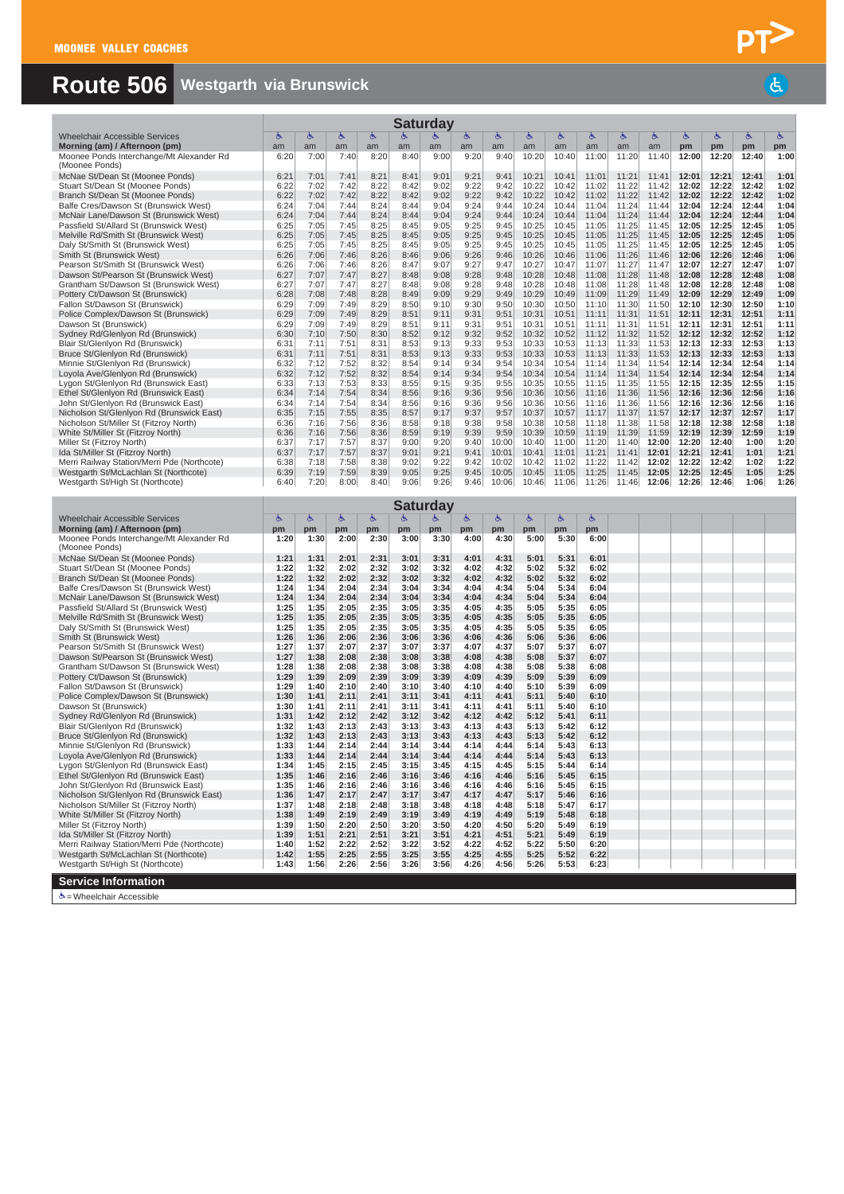MOONEE VALLEY COACHES

# Route 506 Westgarth via Brunswick

## Saturday

| Wheelchair Accessible Services | ♿ | ♿ | ♿ | ♿ | ♿ | ♿ | ♿ | ♿ | ♿ | ♿ | ♿ | ♿ | ♿ | ♿ | ♿ | ♿ | ♿ |
|---|---|---|---|---|---|---|---|---|---|---|---|---|---|---|---|---|---|
| Morning (am) / Afternoon (pm) | am | am | am | am | am | am | am | am | am | am | am | am | am | pm | pm | pm | pm |
| Moonee Ponds Interchange/Mt Alexander Rd (Moonee Ponds) | 6:20 | 7:00 | 7:40 | 8:20 | 8:40 | 9:00 | 9:20 | 9:40 | 10:20 | 10:40 | 11:00 | 11:20 | 11:40 | 12:00 | 12:20 | 12:40 | 1:00 |
| McNae St/Dean St (Moonee Ponds) | 6:21 | 7:01 | 7:41 | 8:21 | 8:41 | 9:01 | 9:21 | 9:41 | 10:21 | 10:41 | 11:01 | 11:21 | 11:41 | 12:01 | 12:21 | 12:41 | 1:01 |
| Stuart St/Dean St (Moonee Ponds) | 6:22 | 7:02 | 7:42 | 8:22 | 8:42 | 9:02 | 9:22 | 9:42 | 10:22 | 10:42 | 11:02 | 11:22 | 11:42 | 12:02 | 12:22 | 12:42 | 1:02 |
| Branch St/Dean St (Moonee Ponds) | 6:22 | 7:02 | 7:42 | 8:22 | 8:42 | 9:02 | 9:22 | 9:42 | 10:22 | 10:42 | 11:02 | 11:22 | 11:42 | 12:02 | 12:22 | 12:42 | 1:02 |
| Balfe Cres/Dawson St (Brunswick West) | 6:24 | 7:04 | 7:44 | 8:24 | 8:44 | 9:04 | 9:24 | 9:44 | 10:24 | 10:44 | 11:04 | 11:24 | 11:44 | 12:04 | 12:24 | 12:44 | 1:04 |
| McNair Lane/Dawson St (Brunswick West) | 6:24 | 7:04 | 7:44 | 8:24 | 8:44 | 9:04 | 9:24 | 9:44 | 10:24 | 10:44 | 11:04 | 11:24 | 11:44 | 12:04 | 12:24 | 12:44 | 1:04 |
| Passfield St/Allard St (Brunswick West) | 6:25 | 7:05 | 7:45 | 8:25 | 8:45 | 9:05 | 9:25 | 9:45 | 10:25 | 10:45 | 11:05 | 11:25 | 11:45 | 12:05 | 12:25 | 12:45 | 1:05 |
| Melville Rd/Smith St (Brunswick West) | 6:25 | 7:05 | 7:45 | 8:25 | 8:45 | 9:05 | 9:25 | 9:45 | 10:25 | 10:45 | 11:05 | 11:25 | 11:45 | 12:05 | 12:25 | 12:45 | 1:05 |
| Daly St/Smith St (Brunswick West) | 6:25 | 7:05 | 7:45 | 8:25 | 8:45 | 9:05 | 9:25 | 9:45 | 10:25 | 10:45 | 11:05 | 11:25 | 11:45 | 12:05 | 12:25 | 12:45 | 1:05 |
| Smith St (Brunswick West) | 6:26 | 7:06 | 7:46 | 8:26 | 8:46 | 9:06 | 9:26 | 9:46 | 10:26 | 10:46 | 11:06 | 11:26 | 11:46 | 12:06 | 12:26 | 12:46 | 1:06 |
| Pearson St/Smith St (Brunswick West) | 6:26 | 7:06 | 7:46 | 8:26 | 8:47 | 9:07 | 9:27 | 9:47 | 10:27 | 10:47 | 11:07 | 11:27 | 11:47 | 12:07 | 12:27 | 12:47 | 1:07 |
| Dawson St/Pearson St (Brunswick West) | 6:27 | 7:07 | 7:47 | 8:27 | 8:48 | 9:08 | 9:28 | 9:48 | 10:28 | 10:48 | 11:08 | 11:28 | 11:48 | 12:08 | 12:28 | 12:48 | 1:08 |
| Grantham St/Dawson St (Brunswick West) | 6:27 | 7:07 | 7:47 | 8:27 | 8:48 | 9:08 | 9:28 | 9:48 | 10:28 | 10:48 | 11:08 | 11:28 | 11:48 | 12:08 | 12:28 | 12:48 | 1:08 |
| Pottery Ct/Dawson St (Brunswick) | 6:28 | 7:08 | 7:48 | 8:28 | 8:49 | 9:09 | 9:29 | 9:49 | 10:29 | 10:49 | 11:09 | 11:29 | 11:49 | 12:09 | 12:29 | 12:49 | 1:09 |
| Fallon St/Dawson St (Brunswick) | 6:29 | 7:09 | 7:49 | 8:29 | 8:50 | 9:10 | 9:30 | 9:50 | 10:30 | 10:50 | 11:10 | 11:30 | 11:50 | 12:10 | 12:30 | 12:50 | 1:10 |
| Police Complex/Dawson St (Brunswick) | 6:29 | 7:09 | 7:49 | 8:29 | 8:51 | 9:11 | 9:31 | 9:51 | 10:31 | 10:51 | 11:11 | 11:31 | 11:51 | 12:11 | 12:31 | 12:51 | 1:11 |
| Dawson St (Brunswick) | 6:29 | 7:09 | 7:49 | 8:29 | 8:51 | 9:11 | 9:31 | 9:51 | 10:31 | 10:51 | 11:11 | 11:31 | 11:51 | 12:11 | 12:31 | 12:51 | 1:11 |
| Sydney Rd/Glenlyon Rd (Brunswick) | 6:30 | 7:10 | 7:50 | 8:30 | 8:52 | 9:12 | 9:32 | 9:52 | 10:32 | 10:52 | 11:12 | 11:32 | 11:52 | 12:12 | 12:32 | 12:52 | 1:12 |
| Blair St/Glenlyon Rd (Brunswick) | 6:31 | 7:11 | 7:51 | 8:31 | 8:53 | 9:13 | 9:33 | 9:53 | 10:33 | 10:53 | 11:13 | 11:33 | 11:53 | 12:13 | 12:33 | 12:53 | 1:13 |
| Bruce St/Glenlyon Rd (Brunswick) | 6:31 | 7:11 | 7:51 | 8:31 | 8:53 | 9:13 | 9:33 | 9:53 | 10:33 | 10:53 | 11:13 | 11:33 | 11:53 | 12:13 | 12:33 | 12:53 | 1:13 |
| Minnie St/Glenlyon Rd (Brunswick) | 6:32 | 7:12 | 7:52 | 8:32 | 8:54 | 9:14 | 9:34 | 9:54 | 10:34 | 10:54 | 11:14 | 11:34 | 11:54 | 12:14 | 12:34 | 12:54 | 1:14 |
| Loyola Ave/Glenlyon Rd (Brunswick) | 6:32 | 7:12 | 7:52 | 8:32 | 8:54 | 9:14 | 9:34 | 9:54 | 10:34 | 10:54 | 11:14 | 11:34 | 11:54 | 12:14 | 12:34 | 12:54 | 1:14 |
| Lygon St/Glenlyon Rd (Brunswick East) | 6:33 | 7:13 | 7:53 | 8:33 | 8:55 | 9:15 | 9:35 | 9:55 | 10:35 | 10:55 | 11:15 | 11:35 | 11:55 | 12:15 | 12:35 | 12:55 | 1:15 |
| Ethel St/Glenlyon Rd (Brunswick East) | 6:34 | 7:14 | 7:54 | 8:34 | 8:56 | 9:16 | 9:36 | 9:56 | 10:36 | 10:56 | 11:16 | 11:36 | 11:56 | 12:16 | 12:36 | 12:56 | 1:16 |
| John St/Glenlyon Rd (Brunswick East) | 6:34 | 7:14 | 7:54 | 8:34 | 8:56 | 9:16 | 9:36 | 9:56 | 10:36 | 10:56 | 11:16 | 11:36 | 11:56 | 12:16 | 12:36 | 12:56 | 1:16 |
| Nicholson St/Glenlyon Rd (Brunswick East) | 6:35 | 7:15 | 7:55 | 8:35 | 8:57 | 9:17 | 9:37 | 9:57 | 10:37 | 10:57 | 11:17 | 11:37 | 11:57 | 12:17 | 12:37 | 12:57 | 1:17 |
| Nicholson St/Miller St (Fitzroy North) | 6:36 | 7:16 | 7:56 | 8:36 | 8:58 | 9:18 | 9:38 | 9:58 | 10:38 | 10:58 | 11:18 | 11:38 | 11:58 | 12:18 | 12:38 | 12:58 | 1:18 |
| White St/Miller St (Fitzroy North) | 6:36 | 7:16 | 7:56 | 8:36 | 8:59 | 9:19 | 9:39 | 9:59 | 10:39 | 10:59 | 11:19 | 11:39 | 11:59 | 12:19 | 12:39 | 12:59 | 1:19 |
| Miller St (Fitzroy North) | 6:37 | 7:17 | 7:57 | 8:37 | 9:00 | 9:20 | 9:40 | 10:00 | 10:40 | 11:00 | 11:20 | 11:40 | 12:00 | 12:20 | 12:40 | 1:00 | 1:20 |
| Ida St/Miller St (Fitzroy North) | 6:37 | 7:17 | 7:57 | 8:37 | 9:01 | 9:21 | 9:41 | 10:01 | 10:41 | 11:01 | 11:21 | 11:41 | 12:01 | 12:21 | 12:41 | 1:01 | 1:21 |
| Merri Railway Station/Merri Pde (Northcote) | 6:38 | 7:18 | 7:58 | 8:38 | 9:02 | 9:22 | 9:42 | 10:02 | 10:42 | 11:02 | 11:22 | 11:42 | 12:02 | 12:22 | 12:42 | 1:02 | 1:22 |
| Westgarth St/McLachlan St (Northcote) | 6:39 | 7:19 | 7:59 | 8:39 | 9:05 | 9:25 | 9:45 | 10:05 | 10:45 | 11:05 | 11:25 | 11:45 | 12:05 | 12:25 | 12:45 | 1:05 | 1:25 |
| Westgarth St/High St (Northcote) | 6:40 | 7:20 | 8:00 | 8:40 | 9:06 | 9:26 | 9:46 | 10:06 | 10:46 | 11:06 | 11:26 | 11:46 | 12:06 | 12:26 | 12:46 | 1:06 | 1:26 |

## Saturday

| Wheelchair Accessible Services | ♿ | ♿ | ♿ | ♿ | ♿ | ♿ | ♿ | ♿ | ♿ | ♿ | ♿ |
|---|---|---|---|---|---|---|---|---|---|---|---|
| Morning (am) / Afternoon (pm) | pm | pm | pm | pm | pm | pm | pm | pm | pm | pm | pm |
| Moonee Ponds Interchange/Mt Alexander Rd (Moonee Ponds) | 1:20 | 1:30 | 2:00 | 2:30 | 3:00 | 3:30 | 4:00 | 4:30 | 5:00 | 5:30 | 6:00 |
| McNae St/Dean St (Moonee Ponds) | 1:21 | 1:31 | 2:01 | 2:31 | 3:01 | 3:31 | 4:01 | 4:31 | 5:01 | 5:31 | 6:01 |
| Stuart St/Dean St (Moonee Ponds) | 1:22 | 1:32 | 2:02 | 2:32 | 3:02 | 3:32 | 4:02 | 4:32 | 5:02 | 5:32 | 6:02 |
| Branch St/Dean St (Moonee Ponds) | 1:22 | 1:32 | 2:02 | 2:32 | 3:02 | 3:32 | 4:02 | 4:32 | 5:02 | 5:32 | 6:02 |
| Balfe Cres/Dawson St (Brunswick West) | 1:24 | 1:34 | 2:04 | 2:34 | 3:04 | 3:34 | 4:04 | 4:34 | 5:04 | 5:34 | 6:04 |
| McNair Lane/Dawson St (Brunswick West) | 1:24 | 1:34 | 2:04 | 2:34 | 3:04 | 3:34 | 4:04 | 4:34 | 5:04 | 5:34 | 6:04 |
| Passfield St/Allard St (Brunswick West) | 1:25 | 1:35 | 2:05 | 2:35 | 3:05 | 3:35 | 4:05 | 4:35 | 5:05 | 5:35 | 6:05 |
| Melville Rd/Smith St (Brunswick West) | 1:25 | 1:35 | 2:05 | 2:35 | 3:05 | 3:35 | 4:05 | 4:35 | 5:05 | 5:35 | 6:05 |
| Daly St/Smith St (Brunswick West) | 1:25 | 1:35 | 2:05 | 2:35 | 3:05 | 3:35 | 4:05 | 4:35 | 5:05 | 5:35 | 6:05 |
| Smith St (Brunswick West) | 1:26 | 1:36 | 2:06 | 2:36 | 3:06 | 3:36 | 4:06 | 4:36 | 5:06 | 5:36 | 6:06 |
| Pearson St/Smith St (Brunswick West) | 1:27 | 1:37 | 2:07 | 2:37 | 3:07 | 3:37 | 4:07 | 4:37 | 5:07 | 5:37 | 6:07 |
| Dawson St/Pearson St (Brunswick West) | 1:27 | 1:38 | 2:08 | 2:38 | 3:08 | 3:38 | 4:08 | 4:38 | 5:08 | 5:37 | 6:07 |
| Grantham St/Dawson St (Brunswick West) | 1:28 | 1:38 | 2:08 | 2:38 | 3:08 | 3:38 | 4:08 | 4:38 | 5:08 | 5:38 | 6:08 |
| Pottery Ct/Dawson St (Brunswick) | 1:29 | 1:39 | 2:09 | 2:39 | 3:09 | 3:39 | 4:09 | 4:39 | 5:09 | 5:39 | 6:09 |
| Fallon St/Dawson St (Brunswick) | 1:29 | 1:40 | 2:10 | 2:40 | 3:10 | 3:40 | 4:10 | 4:40 | 5:10 | 5:39 | 6:09 |
| Police Complex/Dawson St (Brunswick) | 1:30 | 1:41 | 2:11 | 2:41 | 3:11 | 3:41 | 4:11 | 4:41 | 5:11 | 5:40 | 6:10 |
| Dawson St (Brunswick) | 1:30 | 1:41 | 2:11 | 2:41 | 3:11 | 3:41 | 4:11 | 4:41 | 5:11 | 5:40 | 6:10 |
| Sydney Rd/Glenlyon Rd (Brunswick) | 1:31 | 1:42 | 2:12 | 2:42 | 3:12 | 3:42 | 4:12 | 4:42 | 5:12 | 5:41 | 6:11 |
| Blair St/Glenlyon Rd (Brunswick) | 1:32 | 1:43 | 2:13 | 2:43 | 3:13 | 3:43 | 4:13 | 4:43 | 5:13 | 5:42 | 6:12 |
| Bruce St/Glenlyon Rd (Brunswick) | 1:32 | 1:43 | 2:13 | 2:43 | 3:13 | 3:43 | 4:13 | 4:43 | 5:13 | 5:42 | 6:12 |
| Minnie St/Glenlyon Rd (Brunswick) | 1:33 | 1:44 | 2:14 | 2:44 | 3:14 | 3:44 | 4:14 | 4:44 | 5:14 | 5:43 | 6:13 |
| Loyola Ave/Glenlyon Rd (Brunswick) | 1:33 | 1:44 | 2:14 | 2:44 | 3:14 | 3:44 | 4:14 | 4:44 | 5:14 | 5:43 | 6:13 |
| Lygon St/Glenlyon Rd (Brunswick East) | 1:34 | 1:45 | 2:15 | 2:45 | 3:15 | 3:45 | 4:15 | 4:45 | 5:15 | 5:44 | 6:14 |
| Ethel St/Glenlyon Rd (Brunswick East) | 1:35 | 1:46 | 2:16 | 2:46 | 3:16 | 3:46 | 4:16 | 4:46 | 5:16 | 5:45 | 6:15 |
| John St/Glenlyon Rd (Brunswick East) | 1:35 | 1:46 | 2:16 | 2:46 | 3:16 | 3:46 | 4:16 | 4:46 | 5:16 | 5:45 | 6:15 |
| Nicholson St/Glenlyon Rd (Brunswick East) | 1:36 | 1:47 | 2:17 | 2:47 | 3:17 | 3:47 | 4:17 | 4:47 | 5:17 | 5:46 | 6:16 |
| Nicholson St/Miller St (Fitzroy North) | 1:37 | 1:48 | 2:18 | 2:48 | 3:18 | 3:48 | 4:18 | 4:48 | 5:18 | 5:47 | 6:17 |
| White St/Miller St (Fitzroy North) | 1:38 | 1:49 | 2:19 | 2:49 | 3:19 | 3:49 | 4:19 | 4:49 | 5:19 | 5:48 | 6:18 |
| Miller St (Fitzroy North) | 1:39 | 1:50 | 2:20 | 2:50 | 3:20 | 3:50 | 4:20 | 4:50 | 5:20 | 5:49 | 6:19 |
| Ida St/Miller St (Fitzroy North) | 1:39 | 1:51 | 2:21 | 2:51 | 3:21 | 3:51 | 4:21 | 4:51 | 5:21 | 5:49 | 6:19 |
| Merri Railway Station/Merri Pde (Northcote) | 1:40 | 1:52 | 2:22 | 2:52 | 3:22 | 3:52 | 4:22 | 4:52 | 5:22 | 5:50 | 6:20 |
| Westgarth St/McLachlan St (Northcote) | 1:42 | 1:55 | 2:25 | 2:55 | 3:25 | 3:55 | 4:25 | 4:55 | 5:25 | 5:52 | 6:22 |
| Westgarth St/High St (Northcote) | 1:43 | 1:56 | 2:26 | 2:56 | 3:26 | 3:56 | 4:26 | 4:56 | 5:26 | 5:53 | 6:23 |

## Service Information

♿ = Wheelchair Accessible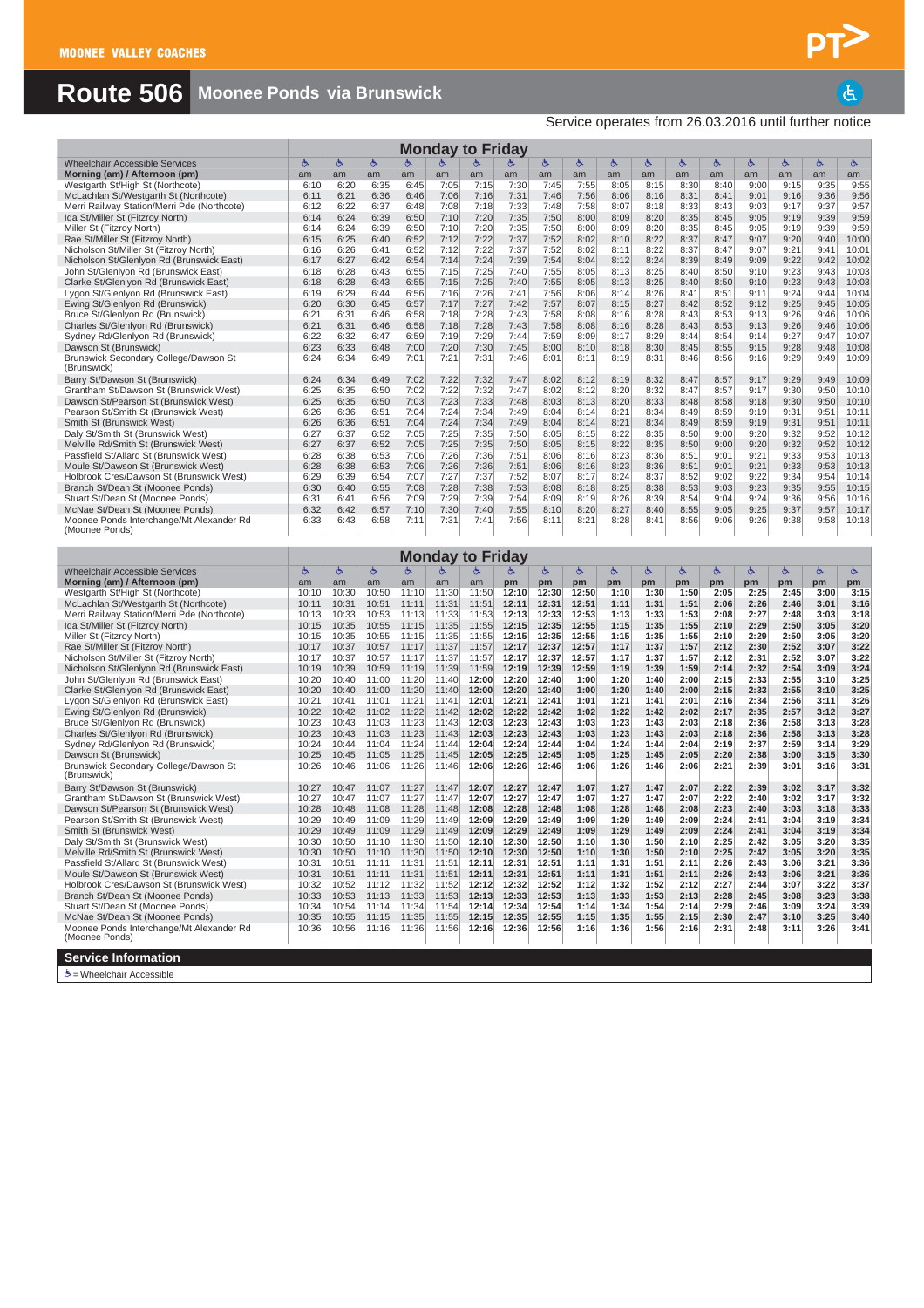MOONEE VALLEY COACHES

# Route 506 Moonee Ponds via Brunswick

Service operates from 26.03.2016 until further notice

## Monday to Friday

| Wheelchair Accessible Services | ♿ | ♿ | ♿ | ♿ | ♿ | ♿ | ♿ | ♿ | ♿ | ♿ | ♿ | ♿ | ♿ | ♿ | ♿ | ♿ | ♿ |
|---|---|---|---|---|---|---|---|---|---|---|---|---|---|---|---|---|---|
| **Morning (am) / Afternoon (pm)** | am | am | am | am | am | am | am | am | am | am | am | am | am | am | am | am | am |
| Westgarth St/High St (Northcote) | 6:10 | 6:20 | 6:35 | 6:45 | 7:05 | 7:15 | 7:30 | 7:45 | 7:55 | 8:05 | 8:15 | 8:30 | 8:40 | 9:00 | 9:15 | 9:35 | 9:55 |
| McLachlan St/Westgarth St (Northcote) | 6:11 | 6:21 | 6:36 | 6:46 | 7:06 | 7:16 | 7:31 | 7:46 | 7:56 | 8:06 | 8:16 | 8:31 | 8:41 | 9:01 | 9:16 | 9:36 | 9:56 |
| Merri Railway Station/Merri Pde (Northcote) | 6:12 | 6:22 | 6:37 | 6:48 | 7:08 | 7:18 | 7:33 | 7:48 | 7:58 | 8:07 | 8:18 | 8:33 | 8:43 | 9:03 | 9:17 | 9:37 | 9:57 |
| Ida St/Miller St (Fitzroy North) | 6:14 | 6:24 | 6:39 | 6:50 | 7:10 | 7:20 | 7:35 | 7:50 | 8:00 | 8:09 | 8:20 | 8:35 | 8:45 | 9:05 | 9:19 | 9:39 | 9:59 |
| Miller St (Fitzroy North) | 6:14 | 6:24 | 6:39 | 6:50 | 7:10 | 7:20 | 7:35 | 7:50 | 8:00 | 8:09 | 8:20 | 8:35 | 8:45 | 9:05 | 9:19 | 9:39 | 9:59 |
| Rae St/Miller St (Fitzroy North) | 6:15 | 6:25 | 6:40 | 6:52 | 7:12 | 7:22 | 7:37 | 7:52 | 8:02 | 8:10 | 8:22 | 8:37 | 8:47 | 9:07 | 9:20 | 9:40 | 10:00 |
| Nicholson St/Miller St (Fitzroy North) | 6:16 | 6:26 | 6:41 | 6:52 | 7:12 | 7:22 | 7:37 | 7:52 | 8:02 | 8:11 | 8:22 | 8:37 | 8:47 | 9:07 | 9:21 | 9:41 | 10:01 |
| Nicholson St/Glenlyon Rd (Brunswick East) | 6:17 | 6:27 | 6:42 | 6:54 | 7:14 | 7:24 | 7:39 | 7:54 | 8:04 | 8:12 | 8:24 | 8:39 | 8:49 | 9:09 | 9:22 | 9:42 | 10:02 |
| John St/Glenlyon Rd (Brunswick East) | 6:18 | 6:28 | 6:43 | 6:55 | 7:15 | 7:25 | 7:40 | 7:55 | 8:05 | 8:13 | 8:25 | 8:40 | 8:50 | 9:10 | 9:23 | 9:43 | 10:03 |
| Clarke St/Glenlyon Rd (Brunswick East) | 6:18 | 6:28 | 6:43 | 6:55 | 7:15 | 7:25 | 7:40 | 7:55 | 8:05 | 8:13 | 8:25 | 8:40 | 8:50 | 9:10 | 9:23 | 9:43 | 10:03 |
| Lygon St/Glenlyon Rd (Brunswick East) | 6:19 | 6:29 | 6:44 | 6:56 | 7:16 | 7:26 | 7:41 | 7:56 | 8:06 | 8:14 | 8:26 | 8:41 | 8:51 | 9:11 | 9:24 | 9:44 | 10:04 |
| Ewing St/Glenlyon Rd (Brunswick) | 6:20 | 6:30 | 6:45 | 6:57 | 7:17 | 7:27 | 7:42 | 7:57 | 8:07 | 8:15 | 8:27 | 8:42 | 8:52 | 9:12 | 9:25 | 9:45 | 10:05 |
| Bruce St/Glenlyon Rd (Brunswick) | 6:21 | 6:31 | 6:46 | 6:58 | 7:18 | 7:28 | 7:43 | 7:58 | 8:08 | 8:16 | 8:28 | 8:43 | 8:53 | 9:13 | 9:26 | 9:46 | 10:06 |
| Charles St/Glenlyon Rd (Brunswick) | 6:21 | 6:31 | 6:46 | 6:58 | 7:18 | 7:28 | 7:43 | 7:58 | 8:08 | 8:16 | 8:28 | 8:43 | 8:53 | 9:13 | 9:26 | 9:46 | 10:06 |
| Sydney Rd/Glenlyon Rd (Brunswick) | 6:22 | 6:32 | 6:47 | 6:59 | 7:19 | 7:29 | 7:44 | 7:59 | 8:09 | 8:17 | 8:29 | 8:44 | 8:54 | 9:14 | 9:27 | 9:47 | 10:07 |
| Dawson St (Brunswick) | 6:23 | 6:33 | 6:48 | 7:00 | 7:20 | 7:30 | 7:45 | 8:00 | 8:10 | 8:18 | 8:30 | 8:45 | 8:55 | 9:15 | 9:28 | 9:48 | 10:08 |
| Brunswick Secondary College/Dawson St (Brunswick) | 6:24 | 6:34 | 6:49 | 7:01 | 7:21 | 7:31 | 7:46 | 8:01 | 8:11 | 8:19 | 8:31 | 8:46 | 8:56 | 9:16 | 9:29 | 9:49 | 10:09 |
| Barry St/Dawson St (Brunswick) | 6:24 | 6:34 | 6:49 | 7:02 | 7:22 | 7:32 | 7:47 | 8:02 | 8:12 | 8:19 | 8:32 | 8:47 | 8:57 | 9:17 | 9:29 | 9:49 | 10:09 |
| Grantham St/Dawson St (Brunswick West) | 6:25 | 6:35 | 6:50 | 7:02 | 7:22 | 7:32 | 7:47 | 8:02 | 8:12 | 8:20 | 8:32 | 8:47 | 8:57 | 9:17 | 9:30 | 9:50 | 10:10 |
| Dawson St/Pearson St (Brunswick West) | 6:25 | 6:35 | 6:50 | 7:03 | 7:23 | 7:33 | 7:48 | 8:03 | 8:13 | 8:20 | 8:33 | 8:48 | 8:58 | 9:18 | 9:30 | 9:50 | 10:10 |
| Pearson St/Smith St (Brunswick West) | 6:26 | 6:36 | 6:51 | 7:04 | 7:24 | 7:34 | 7:49 | 8:04 | 8:14 | 8:21 | 8:34 | 8:49 | 8:59 | 9:19 | 9:31 | 9:51 | 10:11 |
| Smith St (Brunswick West) | 6:26 | 6:36 | 6:51 | 7:04 | 7:24 | 7:34 | 7:49 | 8:04 | 8:14 | 8:21 | 8:34 | 8:49 | 8:59 | 9:19 | 9:31 | 9:51 | 10:11 |
| Daly St/Smith St (Brunswick West) | 6:27 | 6:37 | 6:52 | 7:05 | 7:25 | 7:35 | 7:50 | 8:05 | 8:15 | 8:22 | 8:35 | 8:50 | 9:00 | 9:20 | 9:32 | 9:52 | 10:12 |
| Melville Rd/Smith St (Brunswick West) | 6:27 | 6:37 | 6:52 | 7:05 | 7:25 | 7:35 | 7:50 | 8:05 | 8:15 | 8:22 | 8:35 | 8:50 | 9:00 | 9:20 | 9:32 | 9:52 | 10:12 |
| Passfield St/Allard St (Brunswick West) | 6:28 | 6:38 | 6:53 | 7:06 | 7:26 | 7:36 | 7:51 | 8:06 | 8:16 | 8:23 | 8:36 | 8:51 | 9:01 | 9:21 | 9:33 | 9:53 | 10:13 |
| Moule St/Dawson St (Brunswick West) | 6:28 | 6:38 | 6:53 | 7:06 | 7:26 | 7:36 | 7:51 | 8:06 | 8:16 | 8:23 | 8:36 | 8:51 | 9:01 | 9:21 | 9:33 | 9:53 | 10:13 |
| Holbrook Cres/Dawson St (Brunswick West) | 6:29 | 6:39 | 6:54 | 7:07 | 7:27 | 7:37 | 7:52 | 8:07 | 8:17 | 8:24 | 8:37 | 8:52 | 9:02 | 9:22 | 9:34 | 9:54 | 10:14 |
| Branch St/Dean St (Moonee Ponds) | 6:30 | 6:40 | 6:55 | 7:08 | 7:28 | 7:38 | 7:53 | 8:08 | 8:18 | 8:25 | 8:38 | 8:53 | 9:03 | 9:23 | 9:35 | 9:55 | 10:15 |
| Stuart St/Dean St (Moonee Ponds) | 6:31 | 6:41 | 6:56 | 7:09 | 7:29 | 7:39 | 7:54 | 8:09 | 8:19 | 8:26 | 8:39 | 8:54 | 9:04 | 9:24 | 9:36 | 9:56 | 10:16 |
| McNae St/Dean St (Moonee Ponds) | 6:32 | 6:42 | 6:57 | 7:10 | 7:30 | 7:40 | 7:55 | 8:10 | 8:20 | 8:27 | 8:40 | 8:55 | 9:05 | 9:25 | 9:37 | 9:57 | 10:17 |
| Moonee Ponds Interchange/Mt Alexander Rd (Moonee Ponds) | 6:33 | 6:43 | 6:58 | 7:11 | 7:31 | 7:41 | 7:56 | 8:11 | 8:21 | 8:28 | 8:41 | 8:56 | 9:06 | 9:26 | 9:38 | 9:58 | 10:18 |

## Monday to Friday

| Wheelchair Accessible Services | ♿ | ♿ | ♿ | ♿ | ♿ | ♿ | ♿ | ♿ | ♿ | ♿ | ♿ | ♿ | ♿ | ♿ | ♿ | ♿ | ♿ | ♿ | ♿ |
|---|---|---|---|---|---|---|---|---|---|---|---|---|---|---|---|---|---|---|---|
| **Morning (am) / Afternoon (pm)** | am | am | am | am | am | am | pm | pm | pm | pm | pm | pm | pm | pm | pm | pm | pm | pm | pm |
| Westgarth St/High St (Northcote) | 10:10 | 10:30 | 10:50 | 11:10 | 11:30 | 11:50 | **12:10** | **12:30** | **12:50** | **1:10** | **1:30** | **1:50** | **2:05** | **2:25** | **2:45** | **3:00** | **3:15** | | |
| McLachlan St/Westgarth St (Northcote) | 10:11 | 10:31 | 10:51 | 11:11 | 11:31 | 11:51 | **12:11** | **12:31** | **12:51** | **1:11** | **1:31** | **1:51** | **2:06** | **2:26** | **2:46** | **3:01** | **3:16** | | |
| Merri Railway Station/Merri Pde (Northcote) | 10:13 | 10:33 | 10:53 | 11:13 | 11:33 | 11:53 | **12:13** | **12:33** | **12:53** | **1:13** | **1:33** | **1:53** | **2:08** | **2:27** | **2:48** | **3:03** | **3:18** | | |
| Ida St/Miller St (Fitzroy North) | 10:15 | 10:35 | 10:55 | 11:15 | 11:35 | 11:55 | **12:15** | **12:35** | **12:55** | **1:15** | **1:35** | **1:55** | **2:10** | **2:29** | **2:50** | **3:05** | **3:20** | | |
| Miller St (Fitzroy North) | 10:15 | 10:35 | 10:55 | 11:15 | 11:35 | 11:55 | **12:15** | **12:35** | **12:55** | **1:15** | **1:35** | **1:55** | **2:10** | **2:29** | **2:50** | **3:05** | **3:20** | | |
| Rae St/Miller St (Fitzroy North) | 10:17 | 10:37 | 10:57 | 11:17 | 11:37 | 11:57 | **12:17** | **12:37** | **12:57** | **1:17** | **1:37** | **1:57** | **2:12** | **2:30** | **2:52** | **3:07** | **3:22** | | |
| Nicholson St/Miller St (Fitzroy North) | 10:17 | 10:37 | 10:57 | 11:17 | 11:37 | 11:57 | **12:17** | **12:37** | **12:57** | **1:17** | **1:37** | **1:57** | **2:12** | **2:31** | **2:52** | **3:07** | **3:22** | | |
| Nicholson St/Glenlyon Rd (Brunswick East) | 10:19 | 10:39 | 10:59 | 11:19 | 11:39 | 11:59 | **12:19** | **12:39** | **12:59** | **1:19** | **1:39** | **1:59** | **2:14** | **2:32** | **2:54** | **3:09** | **3:24** | | |
| John St/Glenlyon Rd (Brunswick East) | 10:20 | 10:40 | 11:00 | 11:20 | 11:40 | **12:00** | **12:20** | **12:40** | **1:00** | **1:20** | **1:40** | **2:00** | **2:15** | **2:33** | **2:55** | **3:10** | **3:25** | | |
| Clarke St/Glenlyon Rd (Brunswick East) | 10:20 | 10:40 | 11:00 | 11:20 | 11:40 | **12:00** | **12:20** | **12:40** | **1:00** | **1:20** | **1:40** | **2:00** | **2:15** | **2:33** | **2:55** | **3:10** | **3:25** | | |
| Lygon St/Glenlyon Rd (Brunswick East) | 10:21 | 10:41 | 11:01 | 11:21 | 11:41 | **12:01** | **12:21** | **12:41** | **1:01** | **1:21** | **1:41** | **2:01** | **2:16** | **2:34** | **2:56** | **3:11** | **3:26** | | |
| Ewing St/Glenlyon Rd (Brunswick) | 10:22 | 10:42 | 11:02 | 11:22 | 11:42 | **12:02** | **12:22** | **12:42** | **1:02** | **1:22** | **1:42** | **2:02** | **2:17** | **2:35** | **2:57** | **3:12** | **3:27** | | |
| Bruce St/Glenlyon Rd (Brunswick) | 10:23 | 10:43 | 11:03 | 11:23 | 11:43 | **12:03** | **12:23** | **12:43** | **1:03** | **1:23** | **1:43** | **2:03** | **2:18** | **2:36** | **2:58** | **3:13** | **3:28** | | |
| Charles St/Glenlyon Rd (Brunswick) | 10:23 | 10:43 | 11:03 | 11:23 | 11:43 | **12:03** | **12:23** | **12:43** | **1:03** | **1:23** | **1:43** | **2:03** | **2:18** | **2:36** | **2:58** | **3:13** | **3:28** | | |
| Sydney Rd/Glenlyon Rd (Brunswick) | 10:24 | 10:44 | 11:04 | 11:24 | 11:44 | **12:04** | **12:24** | **12:44** | **1:04** | **1:24** | **1:44** | **2:04** | **2:19** | **2:37** | **2:59** | **3:14** | **3:29** | | |
| Dawson St (Brunswick) | 10:25 | 10:45 | 11:05 | 11:25 | 11:45 | **12:05** | **12:25** | **12:45** | **1:05** | **1:25** | **1:45** | **2:05** | **2:20** | **2:38** | **3:00** | **3:15** | **3:30** | | |
| Brunswick Secondary College/Dawson St (Brunswick) | 10:26 | 10:46 | 11:06 | 11:26 | 11:46 | **12:06** | **12:26** | **12:46** | **1:06** | **1:26** | **1:46** | **2:06** | **2:21** | **2:39** | **3:01** | **3:16** | **3:31** | | |
| Barry St/Dawson St (Brunswick) | 10:27 | 10:47 | 11:07 | 11:27 | 11:47 | **12:07** | **12:27** | **12:47** | **1:07** | **1:27** | **1:47** | **2:07** | **2:22** | **2:39** | **3:02** | **3:17** | **3:32** | | |
| Grantham St/Dawson St (Brunswick West) | 10:27 | 10:47 | 11:07 | 11:27 | 11:47 | **12:07** | **12:27** | **12:47** | **1:07** | **1:27** | **1:47** | **2:07** | **2:22** | **2:40** | **3:02** | **3:17** | **3:32** | | |
| Dawson St/Pearson St (Brunswick West) | 10:28 | 10:48 | 11:08 | 11:28 | 11:48 | **12:08** | **12:28** | **12:48** | **1:08** | **1:28** | **1:48** | **2:08** | **2:23** | **2:40** | **3:03** | **3:18** | **3:33** | | |
| Pearson St/Smith St (Brunswick West) | 10:29 | 10:49 | 11:09 | 11:29 | 11:49 | **12:09** | **12:29** | **12:49** | **1:09** | **1:29** | **1:49** | **2:09** | **2:24** | **2:41** | **3:04** | **3:19** | **3:34** | | |
| Smith St (Brunswick West) | 10:29 | 10:49 | 11:09 | 11:29 | 11:49 | **12:09** | **12:29** | **12:49** | **1:09** | **1:29** | **1:49** | **2:09** | **2:24** | **2:41** | **3:04** | **3:19** | **3:34** | | |
| Daly St/Smith St (Brunswick West) | 10:30 | 10:50 | 11:10 | 11:30 | 11:50 | **12:10** | **12:30** | **12:50** | **1:10** | **1:30** | **1:50** | **2:10** | **2:25** | **2:42** | **3:05** | **3:20** | **3:35** | | |
| Melville Rd/Smith St (Brunswick West) | 10:30 | 10:50 | 11:10 | 11:30 | 11:50 | **12:10** | **12:30** | **12:50** | **1:10** | **1:30** | **1:50** | **2:10** | **2:25** | **2:42** | **3:05** | **3:20** | **3:35** | | |
| Passfield St/Allard St (Brunswick West) | 10:31 | 10:51 | 11:11 | 11:31 | 11:51 | **12:11** | **12:31** | **12:51** | **1:11** | **1:31** | **1:51** | **2:11** | **2:26** | **2:43** | **3:06** | **3:21** | **3:36** | | |
| Moule St/Dawson St (Brunswick West) | 10:31 | 10:51 | 11:11 | 11:31 | 11:51 | **12:11** | **12:31** | **12:51** | **1:11** | **1:31** | **1:51** | **2:11** | **2:26** | **2:43** | **3:06** | **3:21** | **3:36** | | |
| Holbrook Cres/Dawson St (Brunswick West) | 10:32 | 10:52 | 11:12 | 11:32 | 11:52 | **12:12** | **12:32** | **12:52** | **1:12** | **1:32** | **1:52** | **2:12** | **2:27** | **2:44** | **3:07** | **3:22** | **3:37** | | |
| Branch St/Dean St (Moonee Ponds) | 10:33 | 10:53 | 11:13 | 11:33 | 11:53 | **12:13** | **12:33** | **12:53** | **1:13** | **1:33** | **1:53** | **2:13** | **2:28** | **2:45** | **3:08** | **3:23** | **3:38** | | |
| Stuart St/Dean St (Moonee Ponds) | 10:34 | 10:54 | 11:14 | 11:34 | 11:54 | **12:14** | **12:34** | **12:54** | **1:14** | **1:34** | **1:54** | **2:14** | **2:29** | **2:46** | **3:09** | **3:24** | **3:39** | | |
| McNae St/Dean St (Moonee Ponds) | 10:35 | 10:55 | 11:15 | 11:35 | 11:55 | **12:15** | **12:35** | **12:55** | **1:15** | **1:35** | **1:55** | **2:15** | **2:30** | **2:47** | **3:10** | **3:25** | **3:40** | | |
| Moonee Ponds Interchange/Mt Alexander Rd (Moonee Ponds) | 10:36 | 10:56 | 11:16 | 11:36 | 11:56 | **12:16** | **12:36** | **12:56** | **1:16** | **1:36** | **1:56** | **2:16** | **2:31** | **2:48** | **3:11** | **3:26** | **3:41** | | |

### Service Information

♿ = Wheelchair Accessible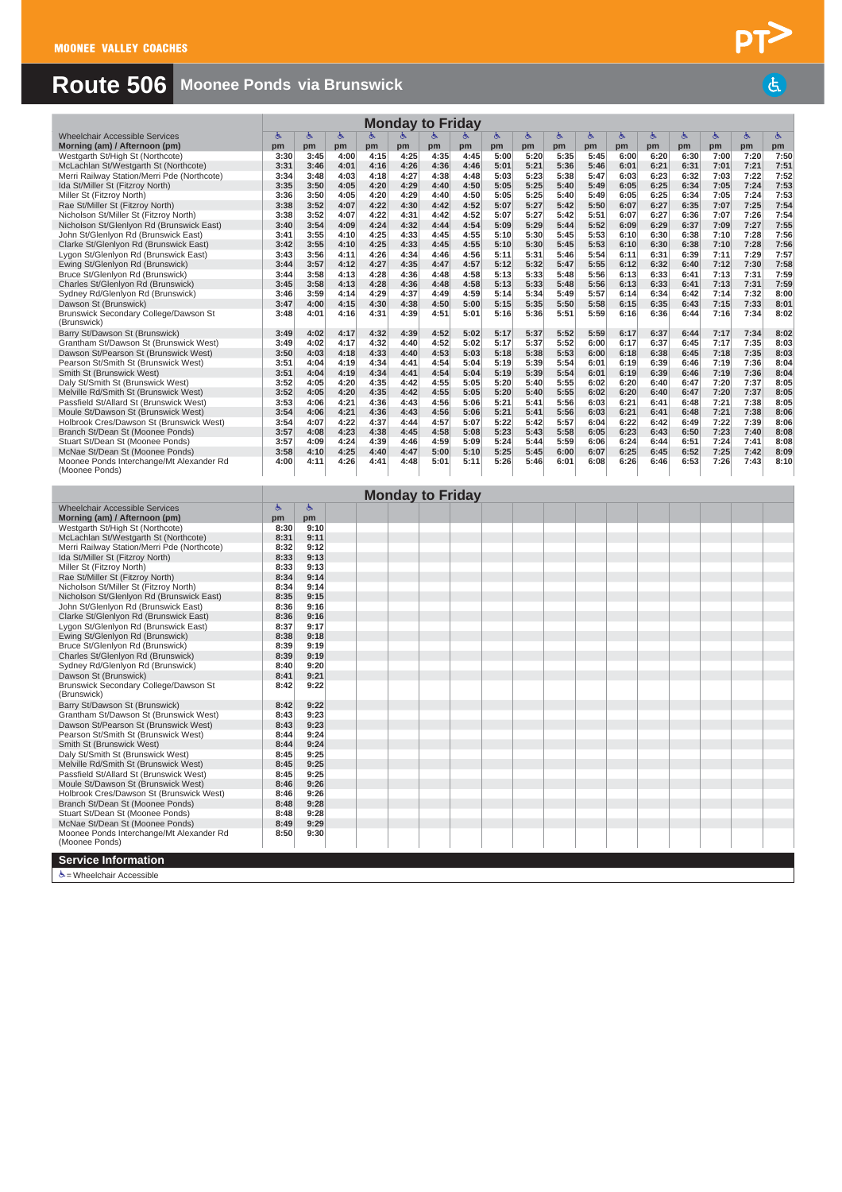MOONEE VALLEY COACHES

# Route 506 Moonee Ponds via Brunswick

## Monday to Friday

| Wheelchair Accessible Services | ♿ | ♿ | ♿ | ♿ | ♿ | ♿ | ♿ | ♿ | ♿ | ♿ | ♿ | ♿ | ♿ | ♿ | ♿ | ♿ | ♿ |
|---|---|---|---|---|---|---|---|---|---|---|---|---|---|---|---|---|---|
| **Morning (am) / Afternoon (pm)** | pm | pm | pm | pm | pm | pm | pm | pm | pm | pm | pm | pm | pm | pm | pm | pm | pm |
| Westgarth St/High St (Northcote) | 3:30 | 3:45 | 4:00 | 4:15 | 4:25 | 4:35 | 4:45 | 5:00 | 5:20 | 5:35 | 5:45 | 6:00 | 6:20 | 6:30 | 7:00 | 7:20 | 7:50 |
| McLachlan St/Westgarth St (Northcote) | 3:31 | 3:46 | 4:01 | 4:16 | 4:26 | 4:36 | 4:46 | 5:01 | 5:21 | 5:36 | 5:46 | 6:01 | 6:21 | 6:31 | 7:01 | 7:21 | 7:51 |
| Merri Railway Station/Merri Pde (Northcote) | 3:34 | 3:48 | 4:03 | 4:18 | 4:27 | 4:38 | 4:48 | 5:03 | 5:23 | 5:38 | 5:47 | 6:03 | 6:23 | 6:32 | 7:03 | 7:22 | 7:52 |
| Ida St/Miller St (Fitzroy North) | 3:35 | 3:50 | 4:05 | 4:20 | 4:29 | 4:40 | 4:50 | 5:05 | 5:25 | 5:40 | 5:49 | 6:05 | 6:25 | 6:34 | 7:05 | 7:24 | 7:53 |
| Miller St (Fitzroy North) | 3:36 | 3:50 | 4:05 | 4:20 | 4:29 | 4:40 | 4:50 | 5:05 | 5:25 | 5:40 | 5:49 | 6:05 | 6:25 | 6:34 | 7:05 | 7:24 | 7:53 |
| Rae St/Miller St (Fitzroy North) | 3:38 | 3:52 | 4:07 | 4:22 | 4:30 | 4:42 | 4:52 | 5:07 | 5:27 | 5:42 | 5:50 | 6:07 | 6:27 | 6:35 | 7:07 | 7:25 | 7:54 |
| Nicholson St/Miller St (Fitzroy North) | 3:38 | 3:52 | 4:07 | 4:22 | 4:31 | 4:42 | 4:52 | 5:07 | 5:27 | 5:42 | 5:51 | 6:07 | 6:27 | 6:36 | 7:07 | 7:26 | 7:54 |
| Nicholson St/Glenlyon Rd (Brunswick East) | 3:40 | 3:54 | 4:09 | 4:24 | 4:32 | 4:44 | 4:54 | 5:09 | 5:29 | 5:44 | 5:52 | 6:09 | 6:29 | 6:37 | 7:09 | 7:27 | 7:55 |
| John St/Glenlyon Rd (Brunswick East) | 3:41 | 3:55 | 4:10 | 4:25 | 4:33 | 4:45 | 4:55 | 5:10 | 5:30 | 5:45 | 5:53 | 6:10 | 6:30 | 6:38 | 7:10 | 7:28 | 7:56 |
| Clarke St/Glenlyon Rd (Brunswick East) | 3:42 | 3:55 | 4:10 | 4:25 | 4:33 | 4:45 | 4:55 | 5:10 | 5:30 | 5:45 | 5:53 | 6:10 | 6:30 | 6:38 | 7:10 | 7:28 | 7:56 |
| Lygon St/Glenlyon Rd (Brunswick East) | 3:43 | 3:56 | 4:11 | 4:26 | 4:34 | 4:46 | 4:56 | 5:11 | 5:31 | 5:46 | 5:54 | 6:11 | 6:31 | 6:39 | 7:11 | 7:29 | 7:57 |
| Ewing St/Glenlyon Rd (Brunswick) | 3:44 | 3:57 | 4:12 | 4:27 | 4:35 | 4:47 | 4:57 | 5:12 | 5:32 | 5:47 | 5:55 | 6:12 | 6:32 | 6:40 | 7:12 | 7:30 | 7:58 |
| Bruce St/Glenlyon Rd (Brunswick) | 3:44 | 3:58 | 4:13 | 4:28 | 4:36 | 4:48 | 4:58 | 5:13 | 5:33 | 5:48 | 5:56 | 6:13 | 6:33 | 6:41 | 7:13 | 7:31 | 7:59 |
| Charles St/Glenlyon Rd (Brunswick) | 3:45 | 3:58 | 4:13 | 4:28 | 4:36 | 4:48 | 4:58 | 5:13 | 5:33 | 5:48 | 5:56 | 6:13 | 6:33 | 6:41 | 7:13 | 7:31 | 7:59 |
| Sydney Rd/Glenlyon Rd (Brunswick) | 3:46 | 3:59 | 4:14 | 4:29 | 4:37 | 4:49 | 4:59 | 5:14 | 5:34 | 5:49 | 5:57 | 6:14 | 6:34 | 6:42 | 7:14 | 7:32 | 8:00 |
| Dawson St (Brunswick) | 3:47 | 4:00 | 4:15 | 4:30 | 4:38 | 4:50 | 5:00 | 5:15 | 5:35 | 5:50 | 5:58 | 6:15 | 6:35 | 6:43 | 7:15 | 7:33 | 8:01 |
| Brunswick Secondary College/Dawson St (Brunswick) | 3:48 | 4:01 | 4:16 | 4:31 | 4:39 | 4:51 | 5:01 | 5:16 | 5:36 | 5:51 | 5:59 | 6:16 | 6:36 | 6:44 | 7:16 | 7:34 | 8:02 |
| Barry St/Dawson St (Brunswick) | 3:49 | 4:02 | 4:17 | 4:32 | 4:39 | 4:52 | 5:02 | 5:17 | 5:37 | 5:52 | 5:59 | 6:17 | 6:37 | 6:44 | 7:17 | 7:34 | 8:02 |
| Grantham St/Dawson St (Brunswick West) | 3:49 | 4:02 | 4:17 | 4:32 | 4:40 | 4:52 | 5:02 | 5:17 | 5:37 | 5:52 | 6:00 | 6:17 | 6:37 | 6:45 | 7:17 | 7:35 | 8:03 |
| Dawson St/Pearson St (Brunswick West) | 3:50 | 4:03 | 4:18 | 4:33 | 4:40 | 4:53 | 5:03 | 5:18 | 5:38 | 5:53 | 6:00 | 6:18 | 6:38 | 6:45 | 7:18 | 7:35 | 8:03 |
| Pearson St/Smith St (Brunswick West) | 3:51 | 4:04 | 4:19 | 4:34 | 4:41 | 4:54 | 5:04 | 5:19 | 5:39 | 5:54 | 6:01 | 6:19 | 6:39 | 6:46 | 7:19 | 7:36 | 8:04 |
| Smith St (Brunswick West) | 3:51 | 4:04 | 4:19 | 4:34 | 4:41 | 4:54 | 5:04 | 5:19 | 5:39 | 5:54 | 6:01 | 6:19 | 6:39 | 6:46 | 7:19 | 7:36 | 8:04 |
| Daly St/Smith St (Brunswick West) | 3:52 | 4:05 | 4:20 | 4:35 | 4:42 | 4:55 | 5:05 | 5:20 | 5:40 | 5:55 | 6:02 | 6:20 | 6:40 | 6:47 | 7:20 | 7:37 | 8:05 |
| Melville Rd/Smith St (Brunswick West) | 3:52 | 4:05 | 4:20 | 4:35 | 4:42 | 4:55 | 5:05 | 5:20 | 5:40 | 5:55 | 6:02 | 6:20 | 6:40 | 6:47 | 7:20 | 7:37 | 8:05 |
| Passfield St/Allard St (Brunswick West) | 3:53 | 4:06 | 4:21 | 4:36 | 4:43 | 4:56 | 5:06 | 5:21 | 5:41 | 5:56 | 6:03 | 6:21 | 6:41 | 6:48 | 7:21 | 7:38 | 8:05 |
| Moule St/Dawson St (Brunswick West) | 3:54 | 4:06 | 4:21 | 4:36 | 4:43 | 4:56 | 5:06 | 5:21 | 5:41 | 5:56 | 6:03 | 6:21 | 6:41 | 6:48 | 7:21 | 7:38 | 8:06 |
| Holbrook Cres/Dawson St (Brunswick West) | 3:54 | 4:07 | 4:22 | 4:37 | 4:44 | 4:57 | 5:07 | 5:22 | 5:42 | 5:57 | 6:04 | 6:22 | 6:42 | 6:49 | 7:22 | 7:39 | 8:06 |
| Branch St/Dean St (Moonee Ponds) | 3:57 | 4:08 | 4:23 | 4:38 | 4:45 | 4:58 | 5:08 | 5:23 | 5:43 | 5:58 | 6:05 | 6:23 | 6:43 | 6:50 | 7:23 | 7:40 | 8:08 |
| Stuart St/Dean St (Moonee Ponds) | 3:57 | 4:09 | 4:24 | 4:39 | 4:46 | 4:59 | 5:09 | 5:24 | 5:44 | 5:59 | 6:06 | 6:24 | 6:44 | 6:51 | 7:24 | 7:41 | 8:08 |
| McNae St/Dean St (Moonee Ponds) | 3:58 | 4:10 | 4:25 | 4:40 | 4:47 | 5:00 | 5:10 | 5:25 | 5:45 | 6:00 | 6:07 | 6:25 | 6:45 | 6:52 | 7:25 | 7:42 | 8:09 |
| Moonee Ponds Interchange/Mt Alexander Rd (Moonee Ponds) | 4:00 | 4:11 | 4:26 | 4:41 | 4:48 | 5:01 | 5:11 | 5:26 | 5:46 | 6:01 | 6:08 | 6:26 | 6:46 | 6:53 | 7:26 | 7:43 | 8:10 |

## Monday to Friday

| Wheelchair Accessible Services | ♿ | ♿ |
|---|---|---|
| **Morning (am) / Afternoon (pm)** | pm | pm |
| Westgarth St/High St (Northcote) | 8:30 | 9:10 |
| McLachlan St/Westgarth St (Northcote) | 8:31 | 9:11 |
| Merri Railway Station/Merri Pde (Northcote) | 8:32 | 9:12 |
| Ida St/Miller St (Fitzroy North) | 8:33 | 9:13 |
| Miller St (Fitzroy North) | 8:33 | 9:13 |
| Rae St/Miller St (Fitzroy North) | 8:34 | 9:14 |
| Nicholson St/Miller St (Fitzroy North) | 8:34 | 9:14 |
| Nicholson St/Glenlyon Rd (Brunswick East) | 8:35 | 9:15 |
| John St/Glenlyon Rd (Brunswick East) | 8:36 | 9:16 |
| Clarke St/Glenlyon Rd (Brunswick East) | 8:36 | 9:16 |
| Lygon St/Glenlyon Rd (Brunswick East) | 8:37 | 9:17 |
| Ewing St/Glenlyon Rd (Brunswick) | 8:38 | 9:18 |
| Bruce St/Glenlyon Rd (Brunswick) | 8:39 | 9:19 |
| Charles St/Glenlyon Rd (Brunswick) | 8:39 | 9:19 |
| Sydney Rd/Glenlyon Rd (Brunswick) | 8:40 | 9:20 |
| Dawson St (Brunswick) | 8:41 | 9:21 |
| Brunswick Secondary College/Dawson St (Brunswick) | 8:42 | 9:22 |
| Barry St/Dawson St (Brunswick) | 8:42 | 9:22 |
| Grantham St/Dawson St (Brunswick West) | 8:43 | 9:23 |
| Dawson St/Pearson St (Brunswick West) | 8:43 | 9:23 |
| Pearson St/Smith St (Brunswick West) | 8:44 | 9:24 |
| Smith St (Brunswick West) | 8:44 | 9:24 |
| Daly St/Smith St (Brunswick West) | 8:45 | 9:25 |
| Melville Rd/Smith St (Brunswick West) | 8:45 | 9:25 |
| Passfield St/Allard St (Brunswick West) | 8:45 | 9:25 |
| Moule St/Dawson St (Brunswick West) | 8:46 | 9:26 |
| Holbrook Cres/Dawson St (Brunswick West) | 8:46 | 9:26 |
| Branch St/Dean St (Moonee Ponds) | 8:48 | 9:28 |
| Stuart St/Dean St (Moonee Ponds) | 8:48 | 9:28 |
| McNae St/Dean St (Moonee Ponds) | 8:49 | 9:29 |
| Moonee Ponds Interchange/Mt Alexander Rd (Moonee Ponds) | 8:50 | 9:30 |

## Service Information

♿ = Wheelchair Accessible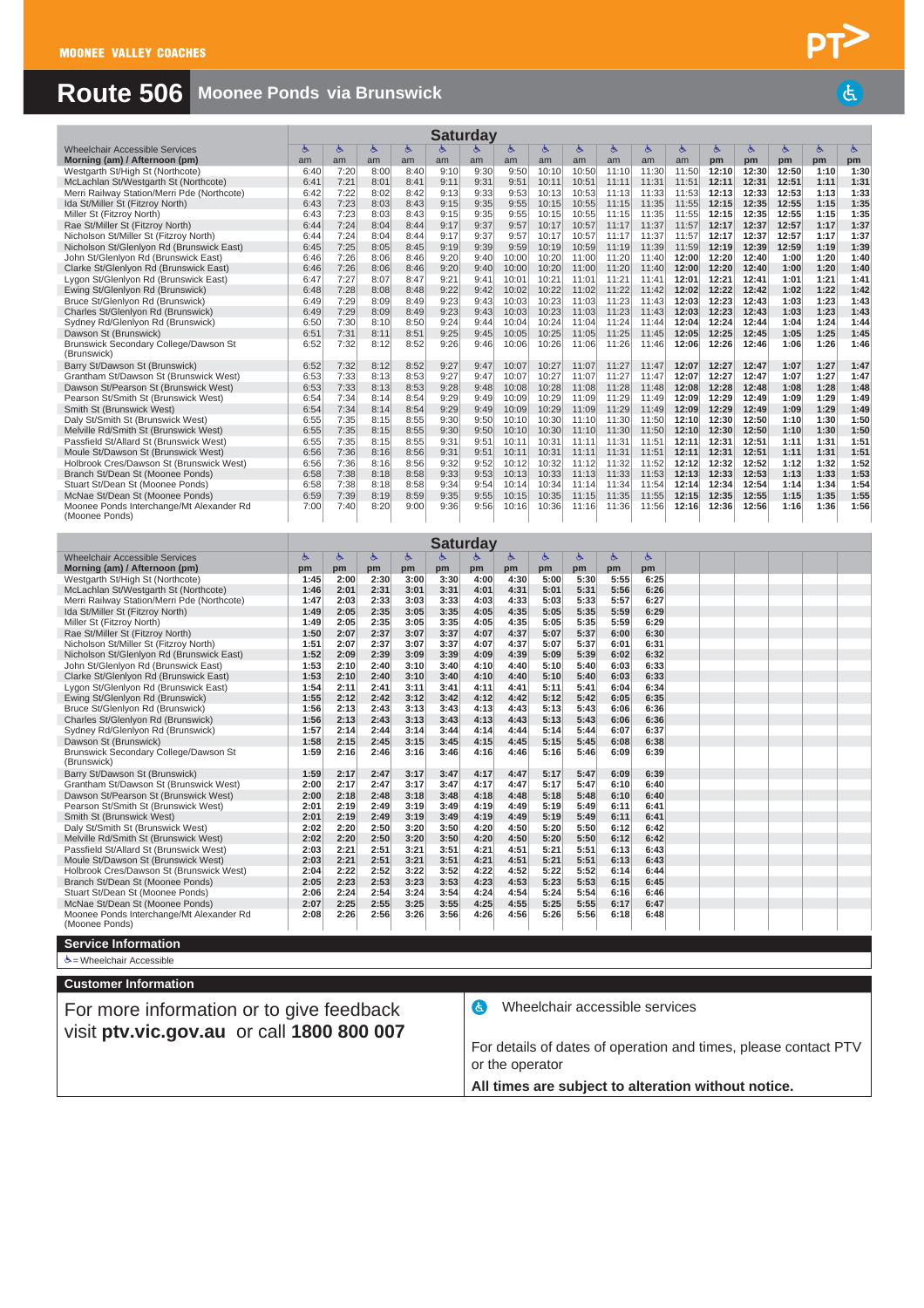MOONEE VALLEY COACHES

# Route 506 Moonee Ponds via Brunswick

## Saturday

| Wheelchair Accessible Services | ♿ | ♿ | ♿ | ♿ | ♿ | ♿ | ♿ | ♿ | ♿ | ♿ | ♿ | ♿ | ♿ | ♿ | ♿ | ♿ | ♿ |
|---|---|---|---|---|---|---|---|---|---|---|---|---|---|---|---|---|---|
| Morning (am) / Afternoon (pm) | am | am | am | am | am | am | am | am | am | am | am | am | pm | pm | pm | pm | pm |
| Westgarth St/High St (Northcote) | 6:40 | 7:20 | 8:00 | 8:40 | 9:10 | 9:30 | 9:50 | 10:10 | 10:50 | 11:10 | 11:30 | 11:50 | 12:10 | 12:30 | 12:50 | 1:10 | 1:30 |
| McLachlan St/Westgarth St (Northcote) | 6:41 | 7:21 | 8:01 | 8:41 | 9:11 | 9:31 | 9:51 | 10:11 | 10:51 | 11:11 | 11:31 | 11:51 | 12:11 | 12:31 | 12:51 | 1:11 | 1:31 |
| Merri Railway Station/Merri Pde (Northcote) | 6:42 | 7:22 | 8:02 | 8:42 | 9:13 | 9:33 | 9:53 | 10:13 | 10:53 | 11:13 | 11:33 | 11:53 | 12:13 | 12:33 | 12:53 | 1:13 | 1:33 |
| Ida St/Miller St (Fitzroy North) | 6:43 | 7:23 | 8:03 | 8:43 | 9:15 | 9:35 | 9:55 | 10:15 | 10:55 | 11:15 | 11:35 | 11:55 | 12:15 | 12:35 | 12:55 | 1:15 | 1:35 |
| Miller St (Fitzroy North) | 6:43 | 7:23 | 8:03 | 8:43 | 9:15 | 9:35 | 9:55 | 10:15 | 10:55 | 11:15 | 11:35 | 11:55 | 12:15 | 12:35 | 12:55 | 1:15 | 1:35 |
| Rae St/Miller St (Fitzroy North) | 6:44 | 7:24 | 8:04 | 8:44 | 9:17 | 9:37 | 9:57 | 10:17 | 10:57 | 11:17 | 11:37 | 11:57 | 12:17 | 12:37 | 12:57 | 1:17 | 1:37 |
| Nicholson St/Miller St (Fitzroy North) | 6:44 | 7:24 | 8:04 | 8:44 | 9:17 | 9:37 | 9:57 | 10:17 | 10:57 | 11:17 | 11:37 | 11:57 | 12:17 | 12:37 | 12:57 | 1:17 | 1:37 |
| Nicholson St/Glenlyon Rd (Brunswick East) | 6:45 | 7:25 | 8:05 | 8:45 | 9:19 | 9:39 | 9:59 | 10:19 | 10:59 | 11:19 | 11:39 | 11:59 | 12:19 | 12:39 | 12:59 | 1:19 | 1:39 |
| John St/Glenlyon Rd (Brunswick East) | 6:46 | 7:26 | 8:06 | 8:46 | 9:20 | 9:40 | 10:00 | 10:20 | 11:00 | 11:20 | 11:40 | 12:00 | 12:20 | 12:40 | 1:00 | 1:20 | 1:40 |
| Clarke St/Glenlyon Rd (Brunswick East) | 6:46 | 7:26 | 8:06 | 8:46 | 9:20 | 9:40 | 10:00 | 10:20 | 11:00 | 11:20 | 11:40 | 12:00 | 12:20 | 12:40 | 1:00 | 1:20 | 1:40 |
| Lygon St/Glenlyon Rd (Brunswick East) | 6:47 | 7:27 | 8:07 | 8:47 | 9:21 | 9:41 | 10:01 | 10:21 | 11:01 | 11:21 | 11:41 | 12:01 | 12:21 | 12:41 | 1:01 | 1:21 | 1:41 |
| Ewing St/Glenlyon Rd (Brunswick) | 6:48 | 7:28 | 8:08 | 8:48 | 9:22 | 9:42 | 10:02 | 10:22 | 11:02 | 11:22 | 11:42 | 12:02 | 12:22 | 12:42 | 1:02 | 1:22 | 1:42 |
| Bruce St/Glenlyon Rd (Brunswick) | 6:49 | 7:29 | 8:09 | 8:49 | 9:23 | 9:43 | 10:03 | 10:23 | 11:03 | 11:23 | 11:43 | 12:03 | 12:23 | 12:43 | 1:03 | 1:23 | 1:43 |
| Charles St/Glenlyon Rd (Brunswick) | 6:49 | 7:29 | 8:09 | 8:49 | 9:23 | 9:43 | 10:03 | 10:23 | 11:03 | 11:23 | 11:43 | 12:03 | 12:23 | 12:43 | 1:03 | 1:23 | 1:43 |
| Sydney Rd/Glenlyon Rd (Brunswick) | 6:50 | 7:30 | 8:10 | 8:50 | 9:24 | 9:44 | 10:04 | 10:24 | 11:04 | 11:24 | 11:44 | 12:04 | 12:24 | 12:44 | 1:04 | 1:24 | 1:44 |
| Dawson St (Brunswick) | 6:51 | 7:31 | 8:11 | 8:51 | 9:25 | 9:45 | 10:05 | 10:25 | 11:05 | 11:25 | 11:45 | 12:05 | 12:25 | 12:45 | 1:05 | 1:25 | 1:45 |
| Brunswick Secondary College/Dawson St (Brunswick) | 6:52 | 7:32 | 8:12 | 8:52 | 9:26 | 9:46 | 10:06 | 10:26 | 11:06 | 11:26 | 11:46 | 12:06 | 12:26 | 12:46 | 1:06 | 1:26 | 1:46 |
| Barry St/Dawson St (Brunswick) | 6:52 | 7:32 | 8:12 | 8:52 | 9:27 | 9:47 | 10:07 | 10:27 | 11:07 | 11:27 | 11:47 | 12:07 | 12:27 | 12:47 | 1:07 | 1:27 | 1:47 |
| Grantham St/Dawson St (Brunswick West) | 6:53 | 7:33 | 8:13 | 8:53 | 9:27 | 9:47 | 10:07 | 10:27 | 11:07 | 11:27 | 11:47 | 12:07 | 12:27 | 12:47 | 1:07 | 1:27 | 1:47 |
| Dawson St/Pearson St (Brunswick West) | 6:53 | 7:33 | 8:13 | 8:53 | 9:28 | 9:48 | 10:08 | 10:28 | 11:08 | 11:28 | 11:48 | 12:08 | 12:28 | 12:48 | 1:08 | 1:28 | 1:48 |
| Pearson St/Smith St (Brunswick West) | 6:54 | 7:34 | 8:14 | 8:54 | 9:29 | 9:49 | 10:09 | 10:29 | 11:09 | 11:29 | 11:49 | 12:09 | 12:29 | 12:49 | 1:09 | 1:29 | 1:49 |
| Smith St (Brunswick West) | 6:54 | 7:34 | 8:14 | 8:54 | 9:29 | 9:49 | 10:09 | 10:29 | 11:09 | 11:29 | 11:49 | 12:09 | 12:29 | 12:49 | 1:09 | 1:29 | 1:49 |
| Daly St/Smith St (Brunswick West) | 6:55 | 7:35 | 8:15 | 8:55 | 9:30 | 9:50 | 10:10 | 10:30 | 11:10 | 11:30 | 11:50 | 12:10 | 12:30 | 12:50 | 1:10 | 1:30 | 1:50 |
| Melville Rd/Smith St (Brunswick West) | 6:55 | 7:35 | 8:15 | 8:55 | 9:30 | 9:50 | 10:10 | 10:30 | 11:10 | 11:30 | 11:50 | 12:10 | 12:30 | 12:50 | 1:10 | 1:30 | 1:50 |
| Passfield St/Allard St (Brunswick West) | 6:55 | 7:35 | 8:15 | 8:55 | 9:31 | 9:51 | 10:11 | 10:31 | 11:11 | 11:31 | 11:51 | 12:11 | 12:31 | 12:51 | 1:11 | 1:31 | 1:51 |
| Moule St/Dawson St (Brunswick West) | 6:56 | 7:36 | 8:16 | 8:56 | 9:31 | 9:51 | 10:11 | 10:31 | 11:11 | 11:31 | 11:51 | 12:11 | 12:31 | 12:51 | 1:11 | 1:31 | 1:51 |
| Holbrook Cres/Dawson St (Brunswick West) | 6:56 | 7:36 | 8:16 | 8:56 | 9:32 | 9:52 | 10:12 | 10:32 | 11:12 | 11:32 | 11:52 | 12:12 | 12:32 | 12:52 | 1:12 | 1:32 | 1:52 |
| Branch St/Dean St (Moonee Ponds) | 6:58 | 7:38 | 8:18 | 8:58 | 9:33 | 9:53 | 10:13 | 10:33 | 11:13 | 11:33 | 11:53 | 12:13 | 12:33 | 12:53 | 1:13 | 1:33 | 1:53 |
| Stuart St/Dean St (Moonee Ponds) | 6:58 | 7:38 | 8:18 | 8:58 | 9:34 | 9:54 | 10:14 | 10:34 | 11:14 | 11:34 | 11:54 | 12:14 | 12:34 | 12:54 | 1:14 | 1:34 | 1:54 |
| McNae St/Dean St (Moonee Ponds) | 6:59 | 7:39 | 8:19 | 8:59 | 9:35 | 9:55 | 10:15 | 10:35 | 11:15 | 11:35 | 11:55 | 12:15 | 12:35 | 12:55 | 1:15 | 1:35 | 1:55 |
| Moonee Ponds Interchange/Mt Alexander Rd (Moonee Ponds) | 7:00 | 7:40 | 8:20 | 9:00 | 9:36 | 9:56 | 10:16 | 10:36 | 11:16 | 11:36 | 11:56 | 12:16 | 12:36 | 12:56 | 1:16 | 1:36 | 1:56 |

## Saturday

| Wheelchair Accessible Services | ♿ | ♿ | ♿ | ♿ | ♿ | ♿ | ♿ | ♿ | ♿ | ♿ | ♿ |
|---|---|---|---|---|---|---|---|---|---|---|---|
| Morning (am) / Afternoon (pm) | pm | pm | pm | pm | pm | pm | pm | pm | pm | pm | pm |
| Westgarth St/High St (Northcote) | 1:45 | 2:00 | 2:30 | 3:00 | 3:30 | 4:00 | 4:30 | 5:00 | 5:30 | 5:55 | 6:25 |
| McLachlan St/Westgarth St (Northcote) | 1:46 | 2:01 | 2:31 | 3:01 | 3:31 | 4:01 | 4:31 | 5:01 | 5:31 | 5:56 | 6:26 |
| Merri Railway Station/Merri Pde (Northcote) | 1:47 | 2:03 | 2:33 | 3:03 | 3:33 | 4:03 | 4:33 | 5:03 | 5:33 | 5:57 | 6:27 |
| Ida St/Miller St (Fitzroy North) | 1:49 | 2:05 | 2:35 | 3:05 | 3:35 | 4:05 | 4:35 | 5:05 | 5:35 | 5:59 | 6:29 |
| Miller St (Fitzroy North) | 1:49 | 2:05 | 2:35 | 3:05 | 3:35 | 4:05 | 4:35 | 5:05 | 5:35 | 5:59 | 6:29 |
| Rae St/Miller St (Fitzroy North) | 1:50 | 2:07 | 2:37 | 3:07 | 3:37 | 4:07 | 4:37 | 5:07 | 5:37 | 6:00 | 6:30 |
| Nicholson St/Miller St (Fitzroy North) | 1:51 | 2:07 | 2:37 | 3:07 | 3:37 | 4:07 | 4:37 | 5:07 | 5:37 | 6:01 | 6:31 |
| Nicholson St/Glenlyon Rd (Brunswick East) | 1:52 | 2:09 | 2:39 | 3:09 | 3:39 | 4:09 | 4:39 | 5:09 | 5:39 | 6:02 | 6:32 |
| John St/Glenlyon Rd (Brunswick East) | 1:53 | 2:10 | 2:40 | 3:10 | 3:40 | 4:10 | 4:40 | 5:10 | 5:40 | 6:03 | 6:33 |
| Clarke St/Glenlyon Rd (Brunswick East) | 1:53 | 2:10 | 2:40 | 3:10 | 3:40 | 4:10 | 4:40 | 5:10 | 5:40 | 6:03 | 6:33 |
| Lygon St/Glenlyon Rd (Brunswick East) | 1:54 | 2:11 | 2:41 | 3:11 | 3:41 | 4:11 | 4:41 | 5:11 | 5:41 | 6:04 | 6:34 |
| Ewing St/Glenlyon Rd (Brunswick) | 1:55 | 2:12 | 2:42 | 3:12 | 3:42 | 4:12 | 4:42 | 5:12 | 5:42 | 6:05 | 6:35 |
| Bruce St/Glenlyon Rd (Brunswick) | 1:56 | 2:13 | 2:43 | 3:13 | 3:43 | 4:13 | 4:43 | 5:13 | 5:43 | 6:06 | 6:36 |
| Charles St/Glenlyon Rd (Brunswick) | 1:56 | 2:13 | 2:43 | 3:13 | 3:43 | 4:13 | 4:43 | 5:13 | 5:43 | 6:06 | 6:36 |
| Sydney Rd/Glenlyon Rd (Brunswick) | 1:57 | 2:14 | 2:44 | 3:14 | 3:44 | 4:14 | 4:44 | 5:14 | 5:44 | 6:07 | 6:37 |
| Dawson St (Brunswick) | 1:58 | 2:15 | 2:45 | 3:15 | 3:45 | 4:15 | 4:45 | 5:15 | 5:45 | 6:08 | 6:38 |
| Brunswick Secondary College/Dawson St (Brunswick) | 1:59 | 2:16 | 2:46 | 3:16 | 3:46 | 4:16 | 4:46 | 5:16 | 5:46 | 6:09 | 6:39 |
| Barry St/Dawson St (Brunswick) | 1:59 | 2:17 | 2:47 | 3:17 | 3:47 | 4:17 | 4:47 | 5:17 | 5:47 | 6:09 | 6:39 |
| Grantham St/Dawson St (Brunswick West) | 2:00 | 2:17 | 2:47 | 3:17 | 3:47 | 4:17 | 4:47 | 5:17 | 5:47 | 6:10 | 6:40 |
| Dawson St/Pearson St (Brunswick West) | 2:00 | 2:18 | 2:48 | 3:18 | 3:48 | 4:18 | 4:48 | 5:18 | 5:48 | 6:10 | 6:40 |
| Pearson St/Smith St (Brunswick West) | 2:01 | 2:19 | 2:49 | 3:19 | 3:49 | 4:19 | 4:49 | 5:19 | 5:49 | 6:11 | 6:41 |
| Smith St (Brunswick West) | 2:01 | 2:19 | 2:49 | 3:19 | 3:49 | 4:19 | 4:49 | 5:19 | 5:49 | 6:11 | 6:41 |
| Daly St/Smith St (Brunswick West) | 2:02 | 2:20 | 2:50 | 3:20 | 3:50 | 4:20 | 4:50 | 5:20 | 5:50 | 6:12 | 6:42 |
| Melville Rd/Smith St (Brunswick West) | 2:02 | 2:20 | 2:50 | 3:20 | 3:50 | 4:20 | 4:50 | 5:20 | 5:50 | 6:12 | 6:42 |
| Passfield St/Allard St (Brunswick West) | 2:03 | 2:21 | 2:51 | 3:21 | 3:51 | 4:21 | 4:51 | 5:21 | 5:51 | 6:13 | 6:43 |
| Moule St/Dawson St (Brunswick West) | 2:03 | 2:21 | 2:51 | 3:21 | 3:51 | 4:21 | 4:51 | 5:21 | 5:51 | 6:13 | 6:43 |
| Holbrook Cres/Dawson St (Brunswick West) | 2:04 | 2:22 | 2:52 | 3:22 | 3:52 | 4:22 | 4:52 | 5:22 | 5:52 | 6:14 | 6:44 |
| Branch St/Dean St (Moonee Ponds) | 2:05 | 2:23 | 2:53 | 3:23 | 3:53 | 4:23 | 4:53 | 5:23 | 5:53 | 6:15 | 6:45 |
| Stuart St/Dean St (Moonee Ponds) | 2:06 | 2:24 | 2:54 | 3:24 | 3:54 | 4:24 | 4:54 | 5:24 | 5:54 | 6:16 | 6:46 |
| McNae St/Dean St (Moonee Ponds) | 2:07 | 2:25 | 2:55 | 3:25 | 3:55 | 4:25 | 4:55 | 5:25 | 5:55 | 6:17 | 6:47 |
| Moonee Ponds Interchange/Mt Alexander Rd (Moonee Ponds) | 2:08 | 2:26 | 2:56 | 3:26 | 3:56 | 4:26 | 4:56 | 5:26 | 5:56 | 6:18 | 6:48 |

### Service Information

♿ = Wheelchair Accessible

### Customer Information

For more information or to give feedback visit **ptv.vic.gov.au** or call **1800 800 007**

♿ Wheelchair accessible services

For details of dates of operation and times, please contact PTV or the operator

**All times are subject to alteration without notice.**